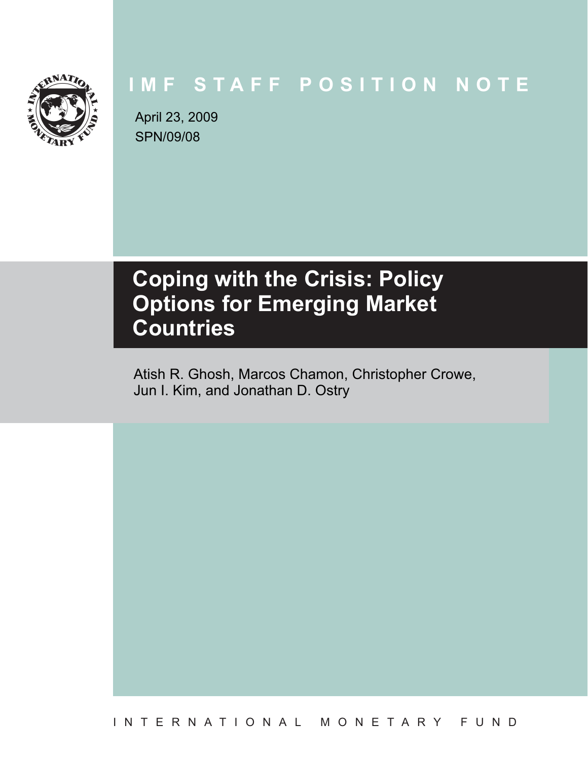IMF STAFF POSITION NOTE

April 23, 2009
SPN/09/08

# Coping with the Crisis: Policy Options for Emerging Market Countries

Atish R. Ghosh, Marcos Chamon, Christopher Crowe, Jun I. Kim, and Jonathan D. Ostry

INTERNATIONAL MONETARY FUND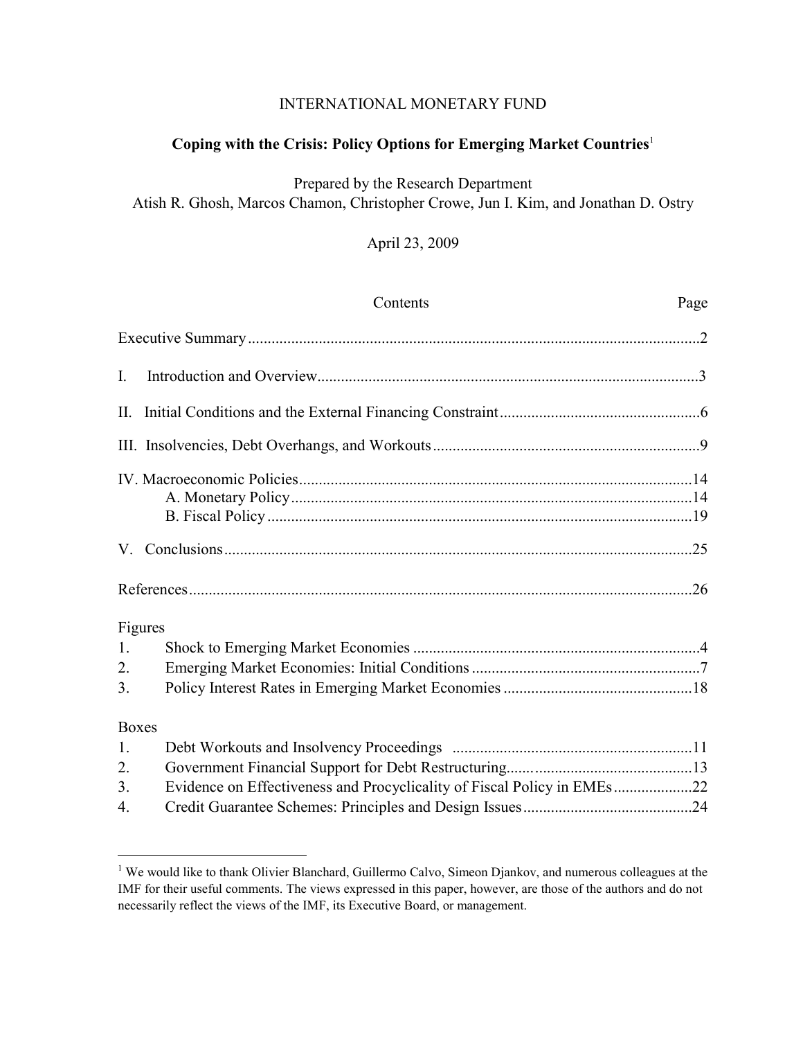INTERNATIONAL MONETARY FUND

**Coping with the Crisis: Policy Options for Emerging Market Countries**[1]

Prepared by the Research Department
Atish R. Ghosh, Marcos Chamon, Christopher Crowe, Jun I. Kim, and Jonathan D. Ostry

April 23, 2009

| Contents | Page |
|---|---|
| Executive Summary | 2 |
| I. Introduction and Overview | 3 |
| II. Initial Conditions and the External Financing Constraint | 6 |
| III. Insolvencies, Debt Overhangs, and Workouts | 9 |
| IV. Macroeconomic Policies | 14 |
| A. Monetary Policy | 14 |
| B. Fiscal Policy | 19 |
| V. Conclusions | 25 |
| References | 26 |
| **Figures** | |
| 1. Shock to Emerging Market Economies | 4 |
| 2. Emerging Market Economies: Initial Conditions | 7 |
| 3. Policy Interest Rates in Emerging Market Economies | 18 |
| **Boxes** | |
| 1. Debt Workouts and Insolvency Proceedings | 11 |
| 2. Government Financial Support for Debt Restructuring | 13 |
| 3. Evidence on Effectiveness and Procyclicality of Fiscal Policy in EMEs | 22 |
| 4. Credit Guarantee Schemes: Principles and Design Issues | 24 |

[1] We would like to thank Olivier Blanchard, Guillermo Calvo, Simeon Djankov, and numerous colleagues at the IMF for their useful comments. The views expressed in this paper, however, are those of the authors and do not necessarily reflect the views of the IMF, its Executive Board, or management.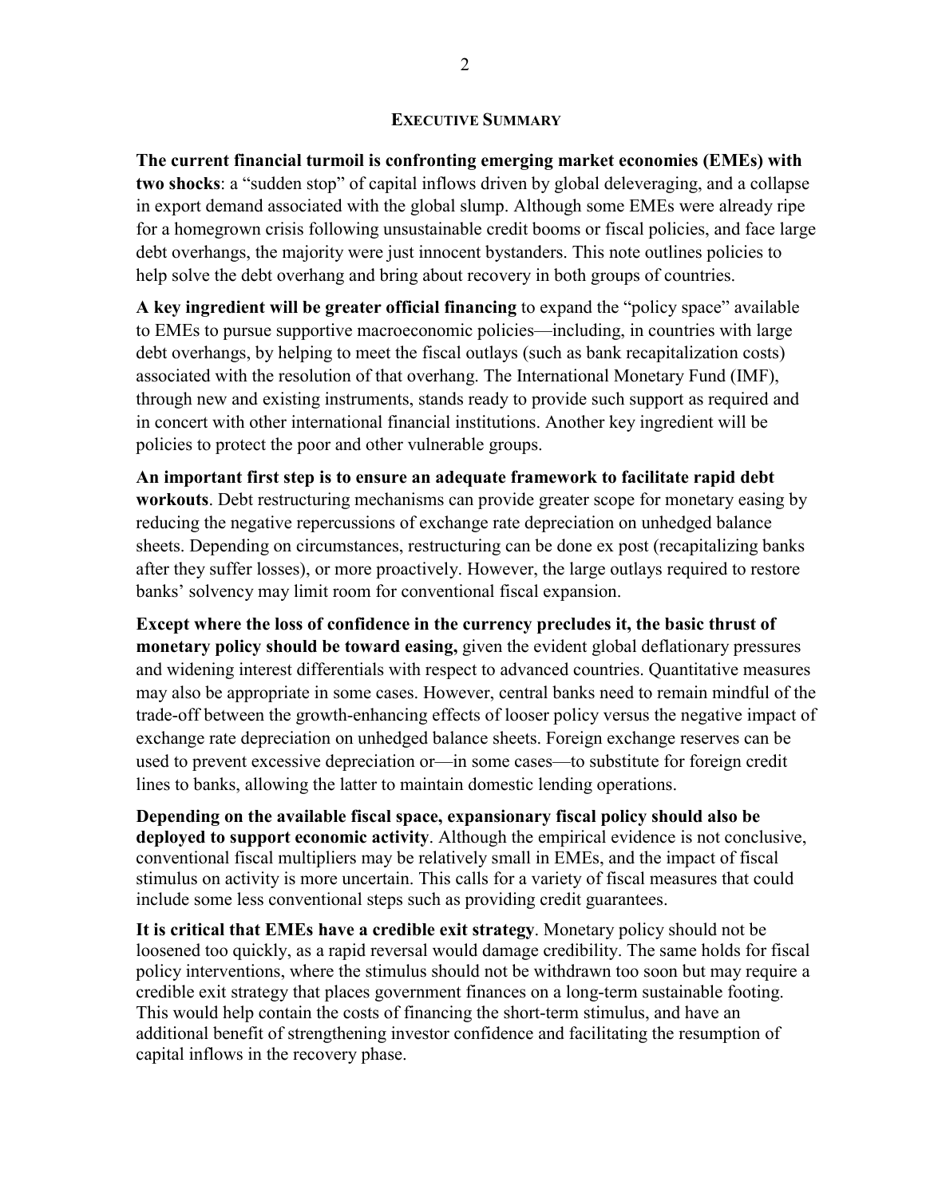## Executive Summary

**The current financial turmoil is confronting emerging market economies (EMEs) with two shocks**: a "sudden stop" of capital inflows driven by global deleveraging, and a collapse in export demand associated with the global slump. Although some EMEs were already ripe for a homegrown crisis following unsustainable credit booms or fiscal policies, and face large debt overhangs, the majority were just innocent bystanders. This note outlines policies to help solve the debt overhang and bring about recovery in both groups of countries.

**A key ingredient will be greater official financing** to expand the "policy space" available to EMEs to pursue supportive macroeconomic policies—including, in countries with large debt overhangs, by helping to meet the fiscal outlays (such as bank recapitalization costs) associated with the resolution of that overhang. The International Monetary Fund (IMF), through new and existing instruments, stands ready to provide such support as required and in concert with other international financial institutions. Another key ingredient will be policies to protect the poor and other vulnerable groups.

**An important first step is to ensure an adequate framework to facilitate rapid debt workouts**. Debt restructuring mechanisms can provide greater scope for monetary easing by reducing the negative repercussions of exchange rate depreciation on unhedged balance sheets. Depending on circumstances, restructuring can be done ex post (recapitalizing banks after they suffer losses), or more proactively. However, the large outlays required to restore banks' solvency may limit room for conventional fiscal expansion.

**Except where the loss of confidence in the currency precludes it, the basic thrust of monetary policy should be toward easing,** given the evident global deflationary pressures and widening interest differentials with respect to advanced countries. Quantitative measures may also be appropriate in some cases. However, central banks need to remain mindful of the trade-off between the growth-enhancing effects of looser policy versus the negative impact of exchange rate depreciation on unhedged balance sheets. Foreign exchange reserves can be used to prevent excessive depreciation or—in some cases—to substitute for foreign credit lines to banks, allowing the latter to maintain domestic lending operations.

**Depending on the available fiscal space, expansionary fiscal policy should also be deployed to support economic activity**. Although the empirical evidence is not conclusive, conventional fiscal multipliers may be relatively small in EMEs, and the impact of fiscal stimulus on activity is more uncertain. This calls for a variety of fiscal measures that could include some less conventional steps such as providing credit guarantees.

**It is critical that EMEs have a credible exit strategy**. Monetary policy should not be loosened too quickly, as a rapid reversal would damage credibility. The same holds for fiscal policy interventions, where the stimulus should not be withdrawn too soon but may require a credible exit strategy that places government finances on a long-term sustainable footing. This would help contain the costs of financing the short-term stimulus, and have an additional benefit of strengthening investor confidence and facilitating the resumption of capital inflows in the recovery phase.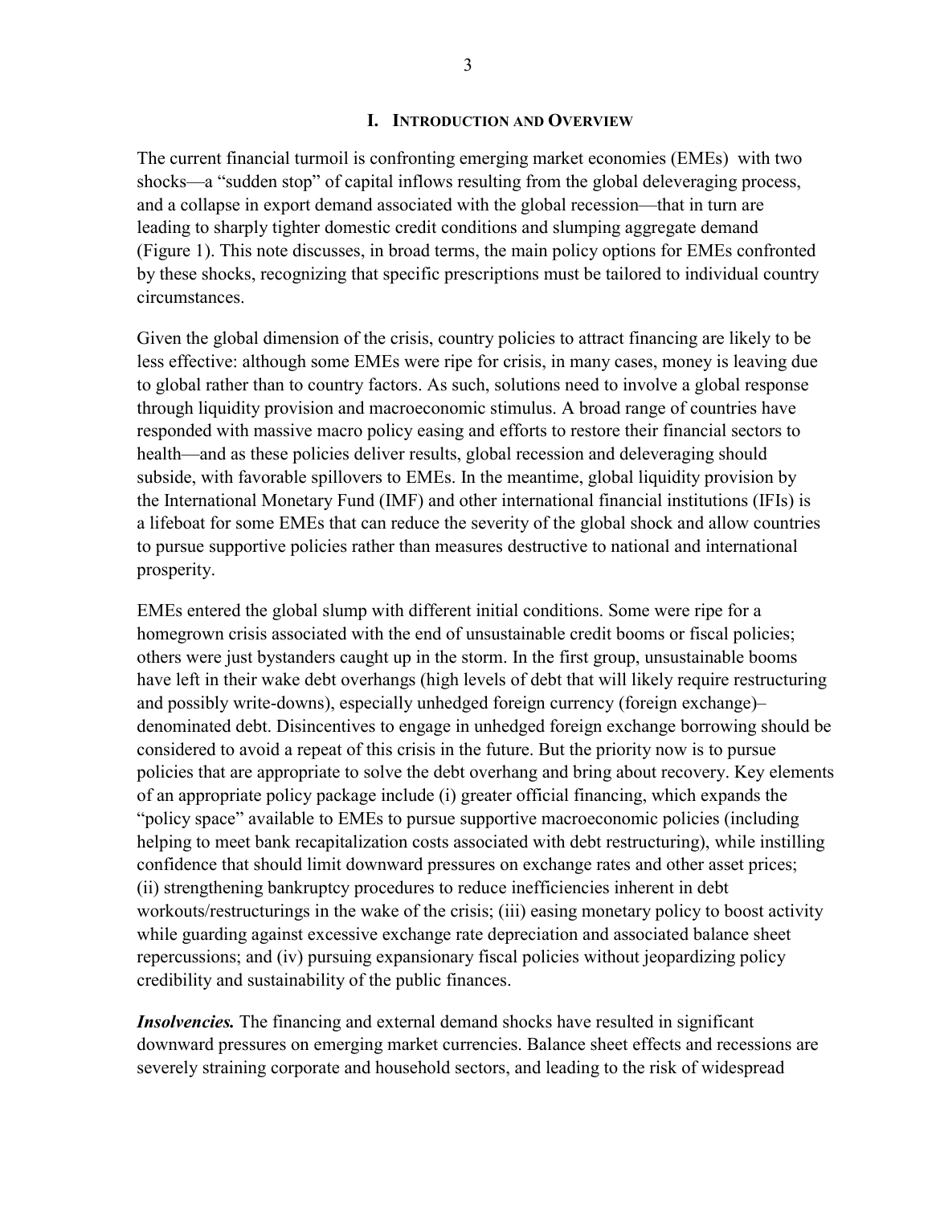# I. Introduction and Overview

The current financial turmoil is confronting emerging market economies (EMEs) with two shocks—a "sudden stop" of capital inflows resulting from the global deleveraging process, and a collapse in export demand associated with the global recession—that in turn are leading to sharply tighter domestic credit conditions and slumping aggregate demand (Figure 1). This note discusses, in broad terms, the main policy options for EMEs confronted by these shocks, recognizing that specific prescriptions must be tailored to individual country circumstances.

Given the global dimension of the crisis, country policies to attract financing are likely to be less effective: although some EMEs were ripe for crisis, in many cases, money is leaving due to global rather than to country factors. As such, solutions need to involve a global response through liquidity provision and macroeconomic stimulus. A broad range of countries have responded with massive macro policy easing and efforts to restore their financial sectors to health—and as these policies deliver results, global recession and deleveraging should subside, with favorable spillovers to EMEs. In the meantime, global liquidity provision by the International Monetary Fund (IMF) and other international financial institutions (IFIs) is a lifeboat for some EMEs that can reduce the severity of the global shock and allow countries to pursue supportive policies rather than measures destructive to national and international prosperity.

EMEs entered the global slump with different initial conditions. Some were ripe for a homegrown crisis associated with the end of unsustainable credit booms or fiscal policies; others were just bystanders caught up in the storm. In the first group, unsustainable booms have left in their wake debt overhangs (high levels of debt that will likely require restructuring and possibly write-downs), especially unhedged foreign currency (foreign exchange)–denominated debt. Disincentives to engage in unhedged foreign exchange borrowing should be considered to avoid a repeat of this crisis in the future. But the priority now is to pursue policies that are appropriate to solve the debt overhang and bring about recovery. Key elements of an appropriate policy package include (i) greater official financing, which expands the "policy space" available to EMEs to pursue supportive macroeconomic policies (including helping to meet bank recapitalization costs associated with debt restructuring), while instilling confidence that should limit downward pressures on exchange rates and other asset prices; (ii) strengthening bankruptcy procedures to reduce inefficiencies inherent in debt workouts/restructurings in the wake of the crisis; (iii) easing monetary policy to boost activity while guarding against excessive exchange rate depreciation and associated balance sheet repercussions; and (iv) pursuing expansionary fiscal policies without jeopardizing policy credibility and sustainability of the public finances.

***Insolvencies.*** The financing and external demand shocks have resulted in significant downward pressures on emerging market currencies. Balance sheet effects and recessions are severely straining corporate and household sectors, and leading to the risk of widespread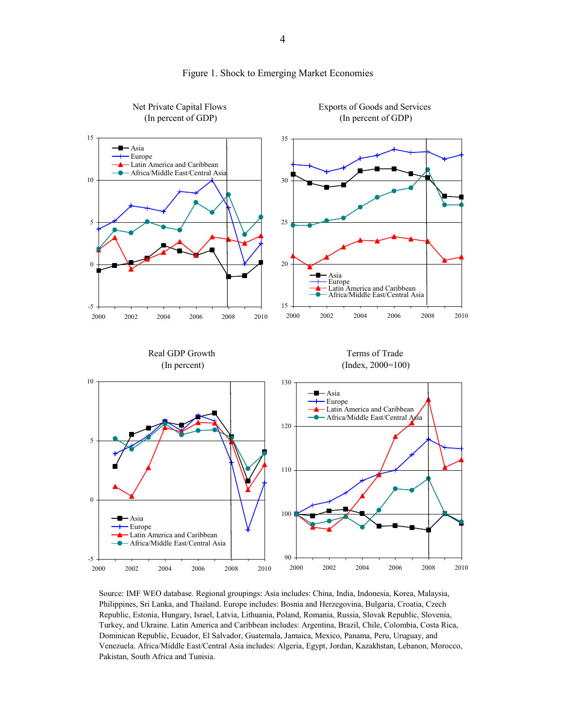Figure 1. Shock to Emerging Market Economies

Source: IMF WEO database. Regional groupings: Asia includes: China, India, Indonesia, Korea, Malaysia, Philippines, Sri Lanka, and Thailand. Europe includes: Bosnia and Herzegovina, Bulgaria, Croatia, Czech Republic, Estonia, Hungary, Israel, Latvia, Lithuania, Poland, Romania, Russia, Slovak Republic, Slovenia, Turkey, and Ukraine. Latin America and Caribbean includes: Argentina, Brazil, Chile, Colombia, Costa Rica, Dominican Republic, Ecuador, El Salvador, Guatemala, Jamaica, Mexico, Panama, Peru, Uruguay, and Venezuela. Africa/Middle East/Central Asia includes: Algeria, Egypt, Jordan, Kazakhstan, Lebanon, Morocco, Pakistan, South Africa and Tunisia.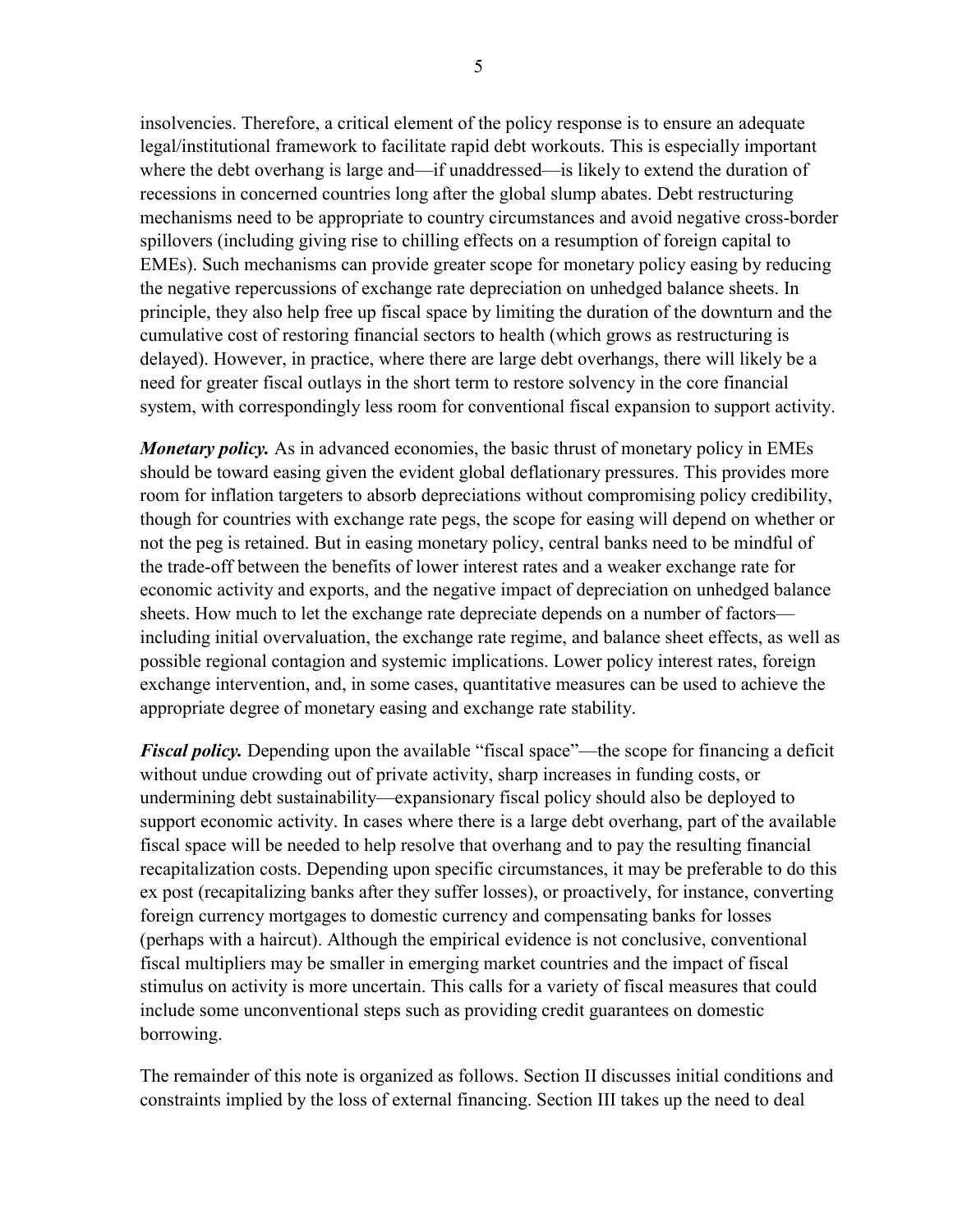insolvencies. Therefore, a critical element of the policy response is to ensure an adequate legal/institutional framework to facilitate rapid debt workouts. This is especially important where the debt overhang is large and—if unaddressed—is likely to extend the duration of recessions in concerned countries long after the global slump abates. Debt restructuring mechanisms need to be appropriate to country circumstances and avoid negative cross-border spillovers (including giving rise to chilling effects on a resumption of foreign capital to EMEs). Such mechanisms can provide greater scope for monetary policy easing by reducing the negative repercussions of exchange rate depreciation on unhedged balance sheets. In principle, they also help free up fiscal space by limiting the duration of the downturn and the cumulative cost of restoring financial sectors to health (which grows as restructuring is delayed). However, in practice, where there are large debt overhangs, there will likely be a need for greater fiscal outlays in the short term to restore solvency in the core financial system, with correspondingly less room for conventional fiscal expansion to support activity.

***Monetary policy.*** As in advanced economies, the basic thrust of monetary policy in EMEs should be toward easing given the evident global deflationary pressures. This provides more room for inflation targeters to absorb depreciations without compromising policy credibility, though for countries with exchange rate pegs, the scope for easing will depend on whether or not the peg is retained. But in easing monetary policy, central banks need to be mindful of the trade-off between the benefits of lower interest rates and a weaker exchange rate for economic activity and exports, and the negative impact of depreciation on unhedged balance sheets. How much to let the exchange rate depreciate depends on a number of factors—including initial overvaluation, the exchange rate regime, and balance sheet effects, as well as possible regional contagion and systemic implications. Lower policy interest rates, foreign exchange intervention, and, in some cases, quantitative measures can be used to achieve the appropriate degree of monetary easing and exchange rate stability.

***Fiscal policy.*** Depending upon the available "fiscal space"—the scope for financing a deficit without undue crowding out of private activity, sharp increases in funding costs, or undermining debt sustainability—expansionary fiscal policy should also be deployed to support economic activity. In cases where there is a large debt overhang, part of the available fiscal space will be needed to help resolve that overhang and to pay the resulting financial recapitalization costs. Depending upon specific circumstances, it may be preferable to do this ex post (recapitalizing banks after they suffer losses), or proactively, for instance, converting foreign currency mortgages to domestic currency and compensating banks for losses (perhaps with a haircut). Although the empirical evidence is not conclusive, conventional fiscal multipliers may be smaller in emerging market countries and the impact of fiscal stimulus on activity is more uncertain. This calls for a variety of fiscal measures that could include some unconventional steps such as providing credit guarantees on domestic borrowing.

The remainder of this note is organized as follows. Section II discusses initial conditions and constraints implied by the loss of external financing. Section III takes up the need to deal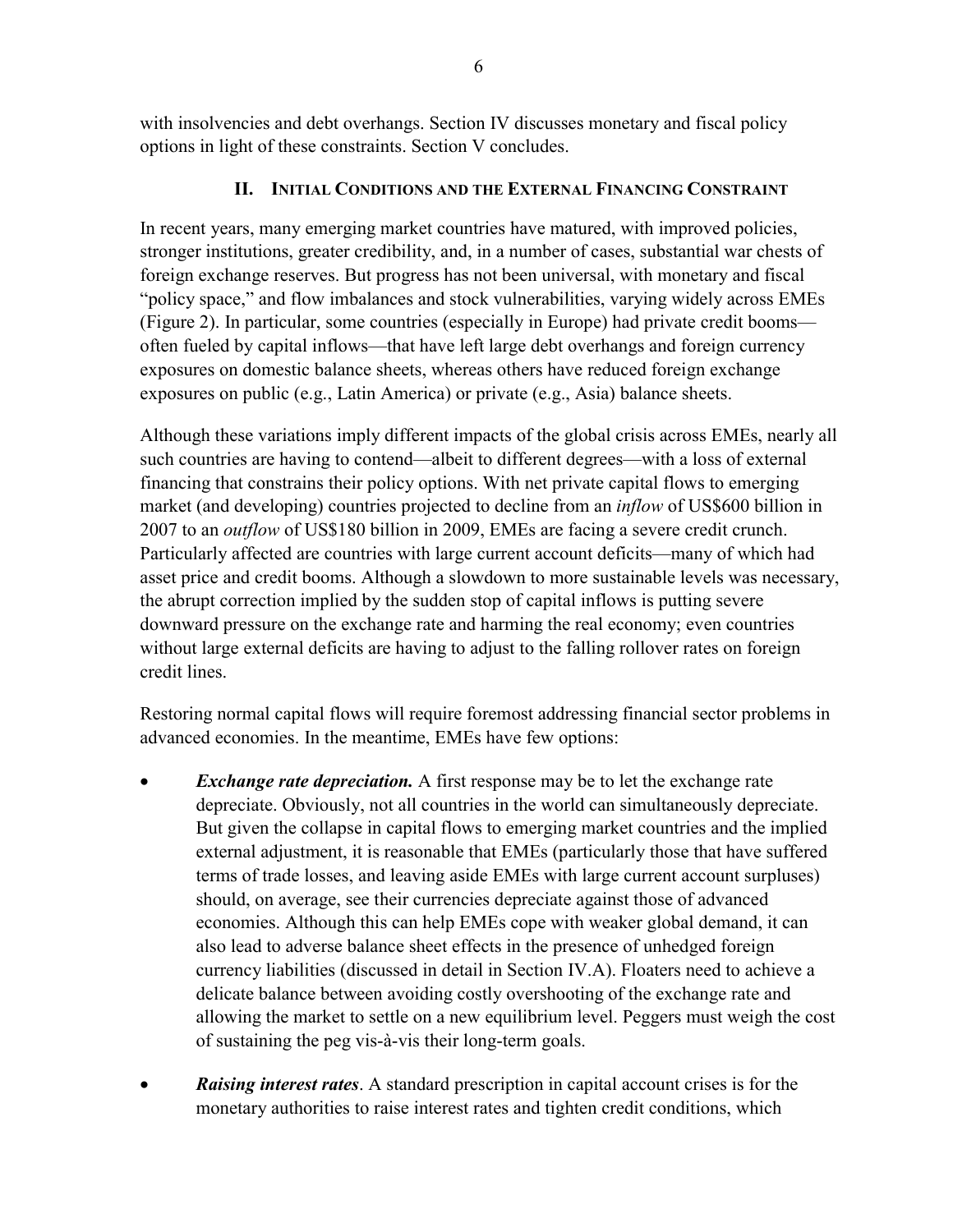with insolvencies and debt overhangs. Section IV discusses monetary and fiscal policy options in light of these constraints. Section V concludes.

## II. Initial Conditions and the External Financing Constraint

In recent years, many emerging market countries have matured, with improved policies, stronger institutions, greater credibility, and, in a number of cases, substantial war chests of foreign exchange reserves. But progress has not been universal, with monetary and fiscal "policy space," and flow imbalances and stock vulnerabilities, varying widely across EMEs (Figure 2). In particular, some countries (especially in Europe) had private credit booms—often fueled by capital inflows—that have left large debt overhangs and foreign currency exposures on domestic balance sheets, whereas others have reduced foreign exchange exposures on public (e.g., Latin America) or private (e.g., Asia) balance sheets.

Although these variations imply different impacts of the global crisis across EMEs, nearly all such countries are having to contend—albeit to different degrees—with a loss of external financing that constrains their policy options. With net private capital flows to emerging market (and developing) countries projected to decline from an *inflow* of US$600 billion in 2007 to an *outflow* of US$180 billion in 2009, EMEs are facing a severe credit crunch. Particularly affected are countries with large current account deficits—many of which had asset price and credit booms. Although a slowdown to more sustainable levels was necessary, the abrupt correction implied by the sudden stop of capital inflows is putting severe downward pressure on the exchange rate and harming the real economy; even countries without large external deficits are having to adjust to the falling rollover rates on foreign credit lines.

Restoring normal capital flows will require foremost addressing financial sector problems in advanced economies. In the meantime, EMEs have few options:

- ***Exchange rate depreciation.*** A first response may be to let the exchange rate depreciate. Obviously, not all countries in the world can simultaneously depreciate. But given the collapse in capital flows to emerging market countries and the implied external adjustment, it is reasonable that EMEs (particularly those that have suffered terms of trade losses, and leaving aside EMEs with large current account surpluses) should, on average, see their currencies depreciate against those of advanced economies. Although this can help EMEs cope with weaker global demand, it can also lead to adverse balance sheet effects in the presence of unhedged foreign currency liabilities (discussed in detail in Section IV.A). Floaters need to achieve a delicate balance between avoiding costly overshooting of the exchange rate and allowing the market to settle on a new equilibrium level. Peggers must weigh the cost of sustaining the peg vis-à-vis their long-term goals.

- ***Raising interest rates***. A standard prescription in capital account crises is for the monetary authorities to raise interest rates and tighten credit conditions, which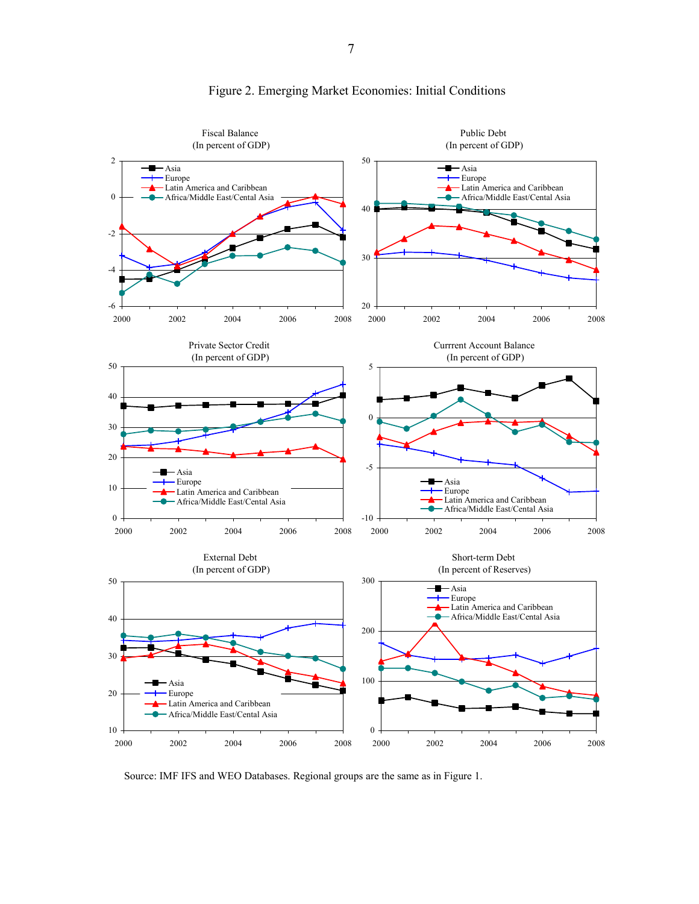# Figure 2. Emerging Market Economies: Initial Conditions

Source: IMF IFS and WEO Databases. Regional groups are the same as in Figure 1.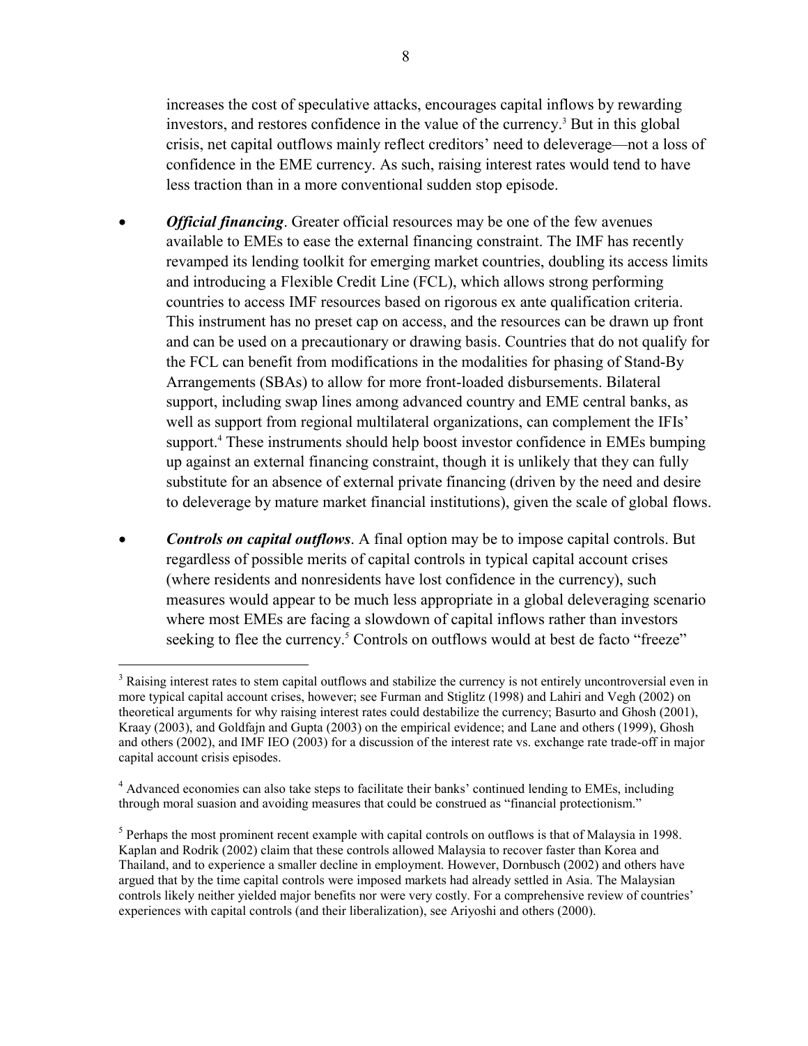increases the cost of speculative attacks, encourages capital inflows by rewarding investors, and restores confidence in the value of the currency.[3] But in this global crisis, net capital outflows mainly reflect creditors' need to deleverage—not a loss of confidence in the EME currency. As such, raising interest rates would tend to have less traction than in a more conventional sudden stop episode.

- ***Official financing***. Greater official resources may be one of the few avenues available to EMEs to ease the external financing constraint. The IMF has recently revamped its lending toolkit for emerging market countries, doubling its access limits and introducing a Flexible Credit Line (FCL), which allows strong performing countries to access IMF resources based on rigorous ex ante qualification criteria. This instrument has no preset cap on access, and the resources can be drawn up front and can be used on a precautionary or drawing basis. Countries that do not qualify for the FCL can benefit from modifications in the modalities for phasing of Stand-By Arrangements (SBAs) to allow for more front-loaded disbursements. Bilateral support, including swap lines among advanced country and EME central banks, as well as support from regional multilateral organizations, can complement the IFIs' support.[4] These instruments should help boost investor confidence in EMEs bumping up against an external financing constraint, though it is unlikely that they can fully substitute for an absence of external private financing (driven by the need and desire to deleverage by mature market financial institutions), given the scale of global flows.

- ***Controls on capital outflows***. A final option may be to impose capital controls. But regardless of possible merits of capital controls in typical capital account crises (where residents and nonresidents have lost confidence in the currency), such measures would appear to be much less appropriate in a global deleveraging scenario where most EMEs are facing a slowdown of capital inflows rather than investors seeking to flee the currency.[5] Controls on outflows would at best de facto "freeze"

---

[3] Raising interest rates to stem capital outflows and stabilize the currency is not entirely uncontroversial even in more typical capital account crises, however; see Furman and Stiglitz (1998) and Lahiri and Vegh (2002) on theoretical arguments for why raising interest rates could destabilize the currency; Basurto and Ghosh (2001), Kraay (2003), and Goldfajn and Gupta (2003) on the empirical evidence; and Lane and others (1999), Ghosh and others (2002), and IMF IEO (2003) for a discussion of the interest rate vs. exchange rate trade-off in major capital account crisis episodes.

[4] Advanced economies can also take steps to facilitate their banks' continued lending to EMEs, including through moral suasion and avoiding measures that could be construed as "financial protectionism."

[5] Perhaps the most prominent recent example with capital controls on outflows is that of Malaysia in 1998. Kaplan and Rodrik (2002) claim that these controls allowed Malaysia to recover faster than Korea and Thailand, and to experience a smaller decline in employment. However, Dornbusch (2002) and others have argued that by the time capital controls were imposed markets had already settled in Asia. The Malaysian controls likely neither yielded major benefits nor were very costly. For a comprehensive review of countries' experiences with capital controls (and their liberalization), see Ariyoshi and others (2000).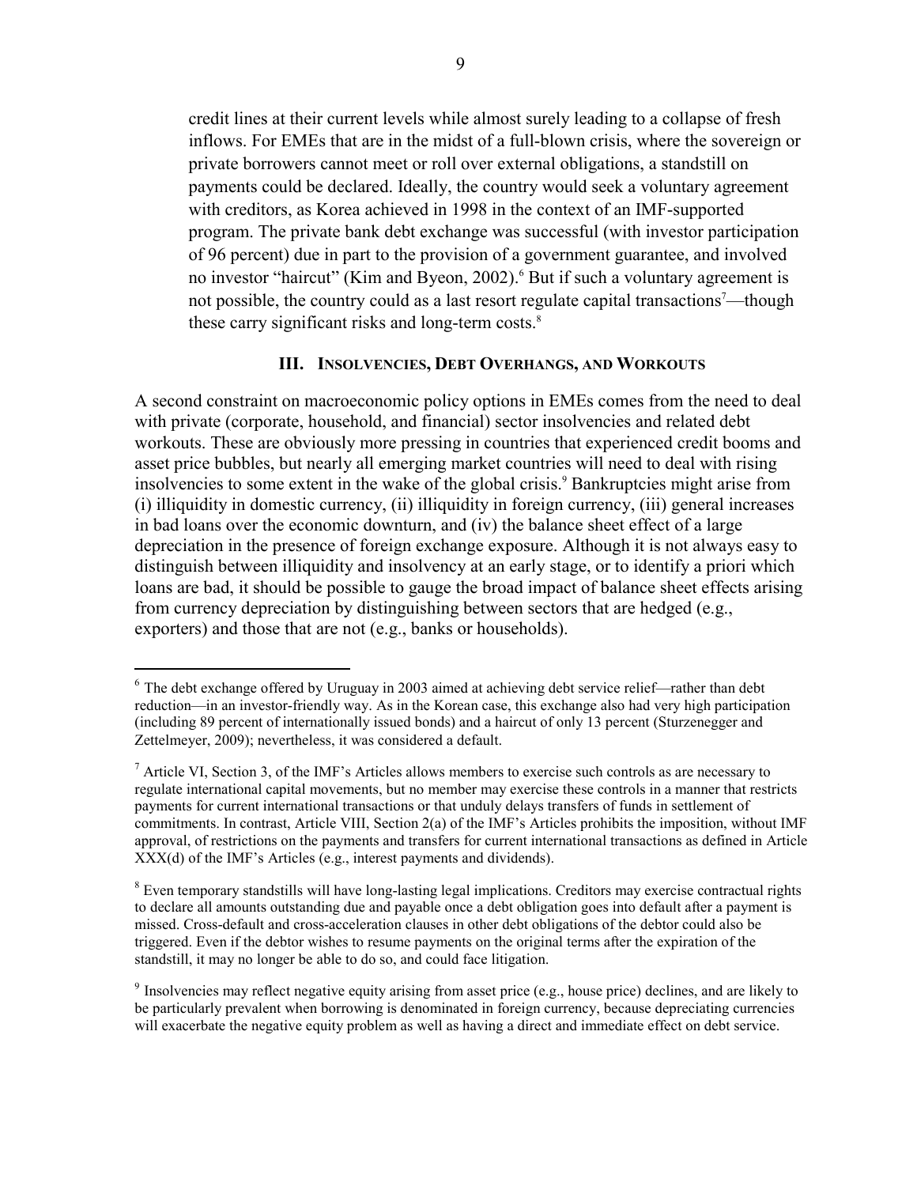credit lines at their current levels while almost surely leading to a collapse of fresh inflows. For EMEs that are in the midst of a full-blown crisis, where the sovereign or private borrowers cannot meet or roll over external obligations, a standstill on payments could be declared. Ideally, the country would seek a voluntary agreement with creditors, as Korea achieved in 1998 in the context of an IMF-supported program. The private bank debt exchange was successful (with investor participation of 96 percent) due in part to the provision of a government guarantee, and involved no investor "haircut" (Kim and Byeon, 2002).[6] But if such a voluntary agreement is not possible, the country could as a last resort regulate capital transactions[7]—though these carry significant risks and long-term costs.[8]

## III. Insolvencies, Debt Overhangs, and Workouts

A second constraint on macroeconomic policy options in EMEs comes from the need to deal with private (corporate, household, and financial) sector insolvencies and related debt workouts. These are obviously more pressing in countries that experienced credit booms and asset price bubbles, but nearly all emerging market countries will need to deal with rising insolvencies to some extent in the wake of the global crisis.[9] Bankruptcies might arise from (i) illiquidity in domestic currency, (ii) illiquidity in foreign currency, (iii) general increases in bad loans over the economic downturn, and (iv) the balance sheet effect of a large depreciation in the presence of foreign exchange exposure. Although it is not always easy to distinguish between illiquidity and insolvency at an early stage, or to identify a priori which loans are bad, it should be possible to gauge the broad impact of balance sheet effects arising from currency depreciation by distinguishing between sectors that are hedged (e.g., exporters) and those that are not (e.g., banks or households).

---

[6] The debt exchange offered by Uruguay in 2003 aimed at achieving debt service relief—rather than debt reduction—in an investor-friendly way. As in the Korean case, this exchange also had very high participation (including 89 percent of internationally issued bonds) and a haircut of only 13 percent (Sturzenegger and Zettelmeyer, 2009); nevertheless, it was considered a default.

[7] Article VI, Section 3, of the IMF's Articles allows members to exercise such controls as are necessary to regulate international capital movements, but no member may exercise these controls in a manner that restricts payments for current international transactions or that unduly delays transfers of funds in settlement of commitments. In contrast, Article VIII, Section 2(a) of the IMF's Articles prohibits the imposition, without IMF approval, of restrictions on the payments and transfers for current international transactions as defined in Article XXX(d) of the IMF's Articles (e.g., interest payments and dividends).

[8] Even temporary standstills will have long-lasting legal implications. Creditors may exercise contractual rights to declare all amounts outstanding due and payable once a debt obligation goes into default after a payment is missed. Cross-default and cross-acceleration clauses in other debt obligations of the debtor could also be triggered. Even if the debtor wishes to resume payments on the original terms after the expiration of the standstill, it may no longer be able to do so, and could face litigation.

[9] Insolvencies may reflect negative equity arising from asset price (e.g., house price) declines, and are likely to be particularly prevalent when borrowing is denominated in foreign currency, because depreciating currencies will exacerbate the negative equity problem as well as having a direct and immediate effect on debt service.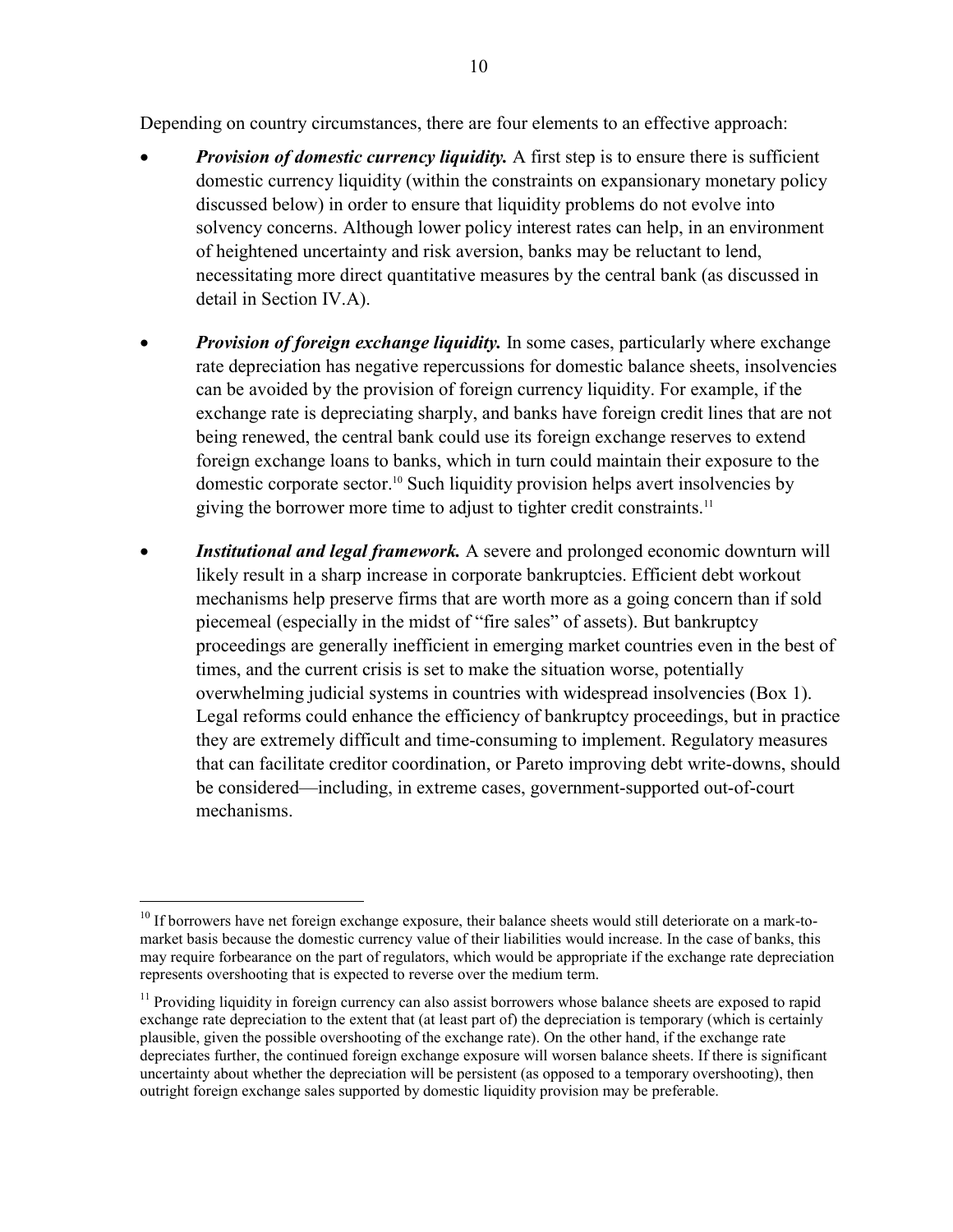Depending on country circumstances, there are four elements to an effective approach:

- ***Provision of domestic currency liquidity.*** A first step is to ensure there is sufficient domestic currency liquidity (within the constraints on expansionary monetary policy discussed below) in order to ensure that liquidity problems do not evolve into solvency concerns. Although lower policy interest rates can help, in an environment of heightened uncertainty and risk aversion, banks may be reluctant to lend, necessitating more direct quantitative measures by the central bank (as discussed in detail in Section IV.A).

- ***Provision of foreign exchange liquidity.*** In some cases, particularly where exchange rate depreciation has negative repercussions for domestic balance sheets, insolvencies can be avoided by the provision of foreign currency liquidity. For example, if the exchange rate is depreciating sharply, and banks have foreign credit lines that are not being renewed, the central bank could use its foreign exchange reserves to extend foreign exchange loans to banks, which in turn could maintain their exposure to the domestic corporate sector.[10] Such liquidity provision helps avert insolvencies by giving the borrower more time to adjust to tighter credit constraints.[11]

- ***Institutional and legal framework.*** A severe and prolonged economic downturn will likely result in a sharp increase in corporate bankruptcies. Efficient debt workout mechanisms help preserve firms that are worth more as a going concern than if sold piecemeal (especially in the midst of "fire sales" of assets). But bankruptcy proceedings are generally inefficient in emerging market countries even in the best of times, and the current crisis is set to make the situation worse, potentially overwhelming judicial systems in countries with widespread insolvencies (Box 1). Legal reforms could enhance the efficiency of bankruptcy proceedings, but in practice they are extremely difficult and time-consuming to implement. Regulatory measures that can facilitate creditor coordination, or Pareto improving debt write-downs, should be considered—including, in extreme cases, government-supported out-of-court mechanisms.

---

[10] If borrowers have net foreign exchange exposure, their balance sheets would still deteriorate on a mark-to-market basis because the domestic currency value of their liabilities would increase. In the case of banks, this may require forbearance on the part of regulators, which would be appropriate if the exchange rate depreciation represents overshooting that is expected to reverse over the medium term.

[11] Providing liquidity in foreign currency can also assist borrowers whose balance sheets are exposed to rapid exchange rate depreciation to the extent that (at least part of) the depreciation is temporary (which is certainly plausible, given the possible overshooting of the exchange rate). On the other hand, if the exchange rate depreciates further, the continued foreign exchange exposure will worsen balance sheets. If there is significant uncertainty about whether the depreciation will be persistent (as opposed to a temporary overshooting), then outright foreign exchange sales supported by domestic liquidity provision may be preferable.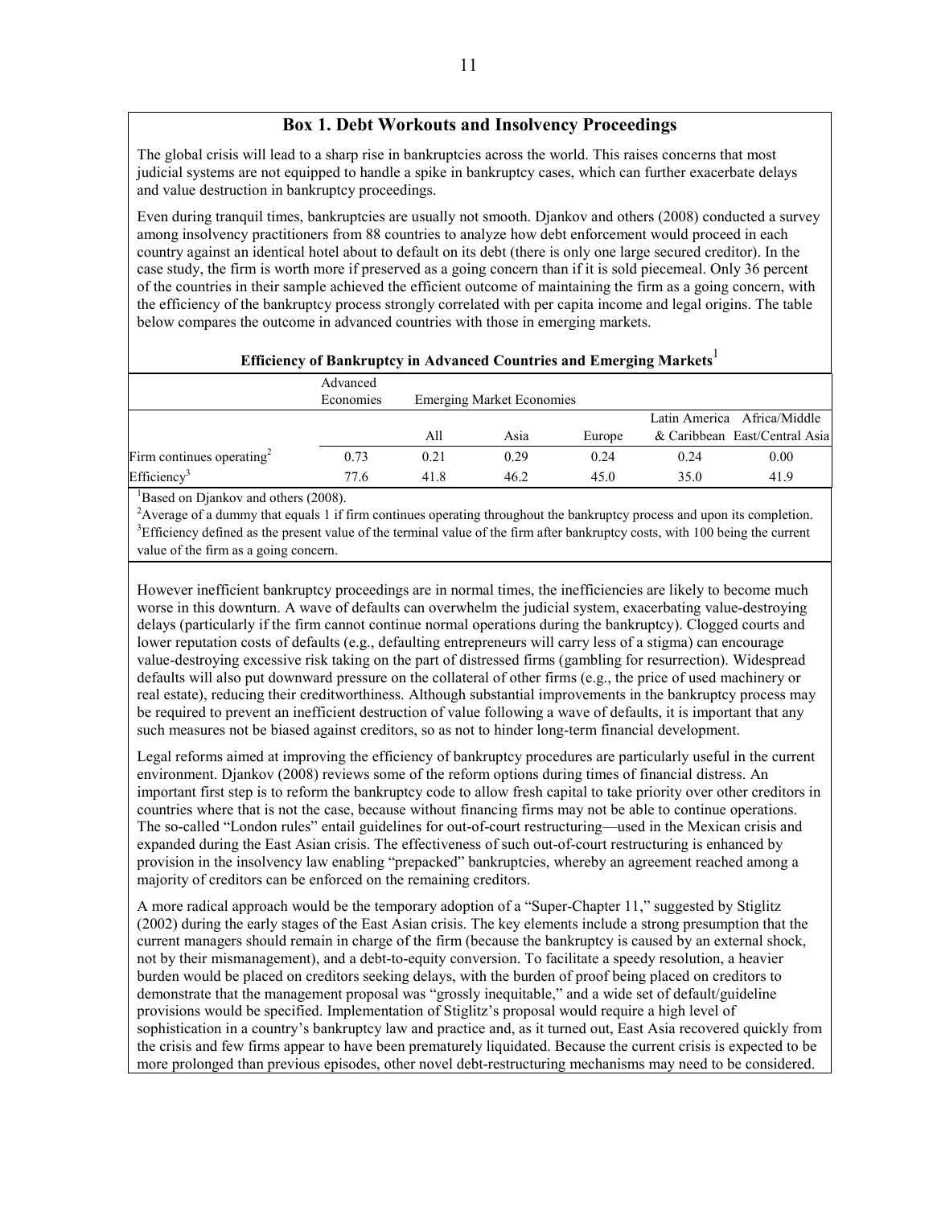## Box 1. Debt Workouts and Insolvency Proceedings

The global crisis will lead to a sharp rise in bankruptcies across the world. This raises concerns that most judicial systems are not equipped to handle a spike in bankruptcy cases, which can further exacerbate delays and value destruction in bankruptcy proceedings.

Even during tranquil times, bankruptcies are usually not smooth. Djankov and others (2008) conducted a survey among insolvency practitioners from 88 countries to analyze how debt enforcement would proceed in each country against an identical hotel about to default on its debt (there is only one large secured creditor). In the case study, the firm is worth more if preserved as a going concern than if it is sold piecemeal. Only 36 percent of the countries in their sample achieved the efficient outcome of maintaining the firm as a going concern, with the efficiency of the bankruptcy process strongly correlated with per capita income and legal origins. The table below compares the outcome in advanced countries with those in emerging markets.

**Efficiency of Bankruptcy in Advanced Countries and Emerging Markets**[1]

| | Advanced Economies | Emerging Market Economies | | | | |
|---|---|---|---|---|---|---|
| | | All | Asia | Europe | Latin America & Caribbean | Africa/Middle East/Central Asia |
| Firm continues operating[2] | 0.73 | 0.21 | 0.29 | 0.24 | 0.24 | 0.00 |
| Efficiency[3] | 77.6 | 41.8 | 46.2 | 45.0 | 35.0 | 41.9 |

[1]Based on Djankov and others (2008).
[2]Average of a dummy that equals 1 if firm continues operating throughout the bankruptcy process and upon its completion.
[3]Efficiency defined as the present value of the terminal value of the firm after bankruptcy costs, with 100 being the current value of the firm as a going concern.

However inefficient bankruptcy proceedings are in normal times, the inefficiencies are likely to become much worse in this downturn. A wave of defaults can overwhelm the judicial system, exacerbating value-destroying delays (particularly if the firm cannot continue normal operations during the bankruptcy). Clogged courts and lower reputation costs of defaults (e.g., defaulting entrepreneurs will carry less of a stigma) can encourage value-destroying excessive risk taking on the part of distressed firms (gambling for resurrection). Widespread defaults will also put downward pressure on the collateral of other firms (e.g., the price of used machinery or real estate), reducing their creditworthiness. Although substantial improvements in the bankruptcy process may be required to prevent an inefficient destruction of value following a wave of defaults, it is important that any such measures not be biased against creditors, so as not to hinder long-term financial development.

Legal reforms aimed at improving the efficiency of bankruptcy procedures are particularly useful in the current environment. Djankov (2008) reviews some of the reform options during times of financial distress. An important first step is to reform the bankruptcy code to allow fresh capital to take priority over other creditors in countries where that is not the case, because without financing firms may not be able to continue operations. The so-called "London rules" entail guidelines for out-of-court restructuring—used in the Mexican crisis and expanded during the East Asian crisis. The effectiveness of such out-of-court restructuring is enhanced by provision in the insolvency law enabling "prepacked" bankruptcies, whereby an agreement reached among a majority of creditors can be enforced on the remaining creditors.

A more radical approach would be the temporary adoption of a "Super-Chapter 11," suggested by Stiglitz (2002) during the early stages of the East Asian crisis. The key elements include a strong presumption that the current managers should remain in charge of the firm (because the bankruptcy is caused by an external shock, not by their mismanagement), and a debt-to-equity conversion. To facilitate a speedy resolution, a heavier burden would be placed on creditors seeking delays, with the burden of proof being placed on creditors to demonstrate that the management proposal was "grossly inequitable," and a wide set of default/guideline provisions would be specified. Implementation of Stiglitz's proposal would require a high level of sophistication in a country's bankruptcy law and practice and, as it turned out, East Asia recovered quickly from the crisis and few firms appear to have been prematurely liquidated. Because the current crisis is expected to be more prolonged than previous episodes, other novel debt-restructuring mechanisms may need to be considered.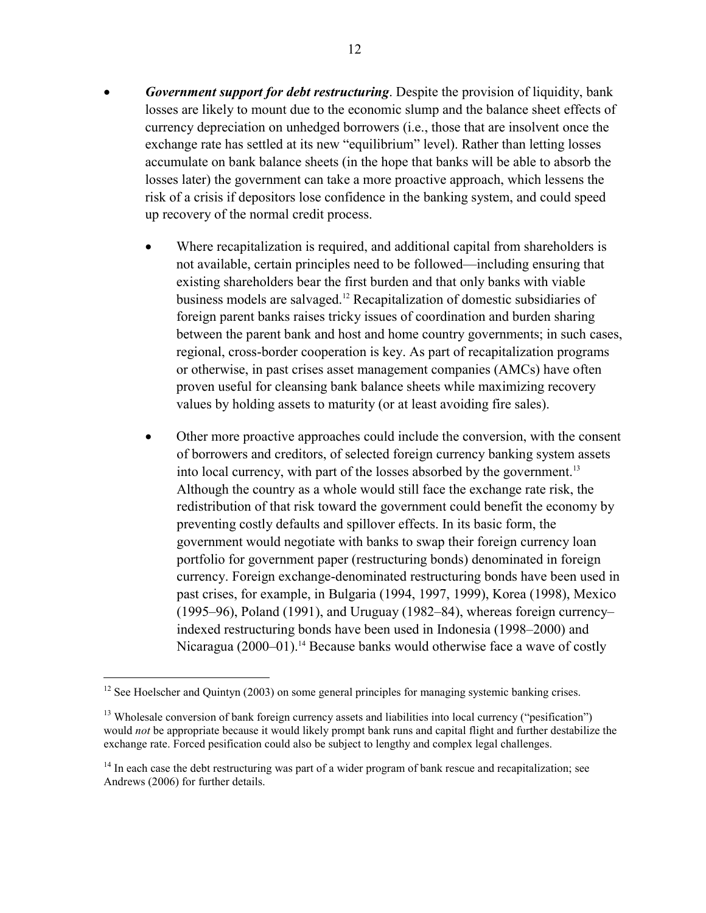- ***Government support for debt restructuring***. Despite the provision of liquidity, bank losses are likely to mount due to the economic slump and the balance sheet effects of currency depreciation on unhedged borrowers (i.e., those that are insolvent once the exchange rate has settled at its new "equilibrium" level). Rather than letting losses accumulate on bank balance sheets (in the hope that banks will be able to absorb the losses later) the government can take a more proactive approach, which lessens the risk of a crisis if depositors lose confidence in the banking system, and could speed up recovery of the normal credit process.

    - Where recapitalization is required, and additional capital from shareholders is not available, certain principles need to be followed—including ensuring that existing shareholders bear the first burden and that only banks with viable business models are salvaged.[12] Recapitalization of domestic subsidiaries of foreign parent banks raises tricky issues of coordination and burden sharing between the parent bank and host and home country governments; in such cases, regional, cross-border cooperation is key. As part of recapitalization programs or otherwise, in past crises asset management companies (AMCs) have often proven useful for cleansing bank balance sheets while maximizing recovery values by holding assets to maturity (or at least avoiding fire sales).

    - Other more proactive approaches could include the conversion, with the consent of borrowers and creditors, of selected foreign currency banking system assets into local currency, with part of the losses absorbed by the government.[13] Although the country as a whole would still face the exchange rate risk, the redistribution of that risk toward the government could benefit the economy by preventing costly defaults and spillover effects. In its basic form, the government would negotiate with banks to swap their foreign currency loan portfolio for government paper (restructuring bonds) denominated in foreign currency. Foreign exchange-denominated restructuring bonds have been used in past crises, for example, in Bulgaria (1994, 1997, 1999), Korea (1998), Mexico (1995–96), Poland (1991), and Uruguay (1982–84), whereas foreign currency–indexed restructuring bonds have been used in Indonesia (1998–2000) and Nicaragua (2000–01).[14] Because banks would otherwise face a wave of costly

---

[12] See Hoelscher and Quintyn (2003) on some general principles for managing systemic banking crises.

[13] Wholesale conversion of bank foreign currency assets and liabilities into local currency ("pesification") would *not* be appropriate because it would likely prompt bank runs and capital flight and further destabilize the exchange rate. Forced pesification could also be subject to lengthy and complex legal challenges.

[14] In each case the debt restructuring was part of a wider program of bank rescue and recapitalization; see Andrews (2006) for further details.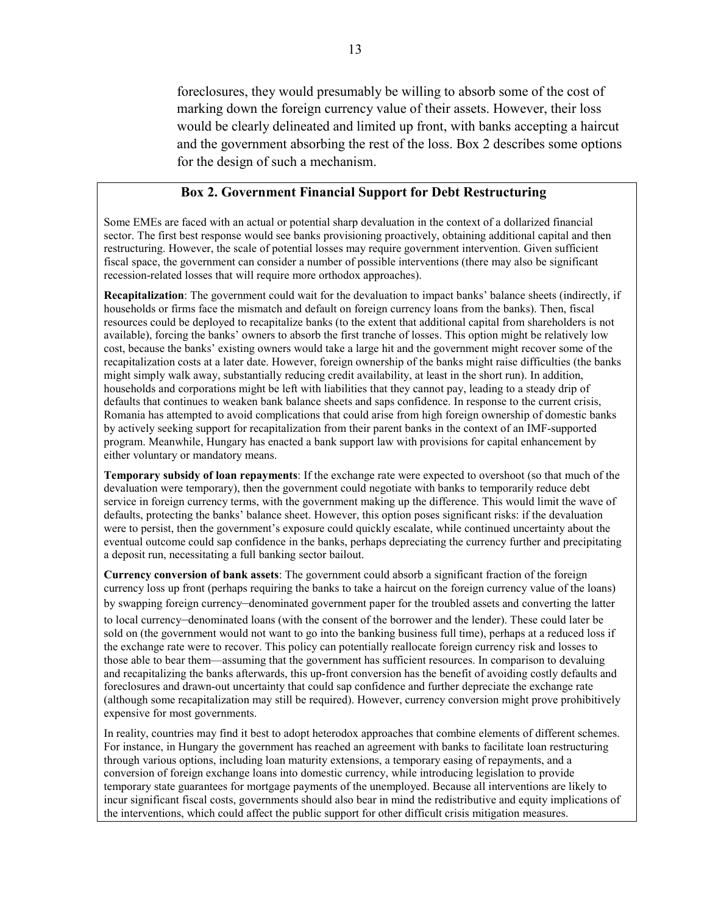foreclosures, they would presumably be willing to absorb some of the cost of marking down the foreign currency value of their assets. However, their loss would be clearly delineated and limited up front, with banks accepting a haircut and the government absorbing the rest of the loss. Box 2 describes some options for the design of such a mechanism.

## Box 2. Government Financial Support for Debt Restructuring

Some EMEs are faced with an actual or potential sharp devaluation in the context of a dollarized financial sector. The first best response would see banks provisioning proactively, obtaining additional capital and then restructuring. However, the scale of potential losses may require government intervention. Given sufficient fiscal space, the government can consider a number of possible interventions (there may also be significant recession-related losses that will require more orthodox approaches).

**Recapitalization**: The government could wait for the devaluation to impact banks' balance sheets (indirectly, if households or firms face the mismatch and default on foreign currency loans from the banks). Then, fiscal resources could be deployed to recapitalize banks (to the extent that additional capital from shareholders is not available), forcing the banks' owners to absorb the first tranche of losses. This option might be relatively low cost, because the banks' existing owners would take a large hit and the government might recover some of the recapitalization costs at a later date. However, foreign ownership of the banks might raise difficulties (the banks might simply walk away, substantially reducing credit availability, at least in the short run). In addition, households and corporations might be left with liabilities that they cannot pay, leading to a steady drip of defaults that continues to weaken bank balance sheets and saps confidence. In response to the current crisis, Romania has attempted to avoid complications that could arise from high foreign ownership of domestic banks by actively seeking support for recapitalization from their parent banks in the context of an IMF-supported program. Meanwhile, Hungary has enacted a bank support law with provisions for capital enhancement by either voluntary or mandatory means.

**Temporary subsidy of loan repayments**: If the exchange rate were expected to overshoot (so that much of the devaluation were temporary), then the government could negotiate with banks to temporarily reduce debt service in foreign currency terms, with the government making up the difference. This would limit the wave of defaults, protecting the banks' balance sheet. However, this option poses significant risks: if the devaluation were to persist, then the government's exposure could quickly escalate, while continued uncertainty about the eventual outcome could sap confidence in the banks, perhaps depreciating the currency further and precipitating a deposit run, necessitating a full banking sector bailout.

**Currency conversion of bank assets**: The government could absorb a significant fraction of the foreign currency loss up front (perhaps requiring the banks to take a haircut on the foreign currency value of the loans) by swapping foreign currency–denominated government paper for the troubled assets and converting the latter to local currency–denominated loans (with the consent of the borrower and the lender). These could later be sold on (the government would not want to go into the banking business full time), perhaps at a reduced loss if the exchange rate were to recover. This policy can potentially reallocate foreign currency risk and losses to those able to bear them—assuming that the government has sufficient resources. In comparison to devaluing and recapitalizing the banks afterwards, this up-front conversion has the benefit of avoiding costly defaults and foreclosures and drawn-out uncertainty that could sap confidence and further depreciate the exchange rate (although some recapitalization may still be required). However, currency conversion might prove prohibitively expensive for most governments.

In reality, countries may find it best to adopt heterodox approaches that combine elements of different schemes. For instance, in Hungary the government has reached an agreement with banks to facilitate loan restructuring through various options, including loan maturity extensions, a temporary easing of repayments, and a conversion of foreign exchange loans into domestic currency, while introducing legislation to provide temporary state guarantees for mortgage payments of the unemployed. Because all interventions are likely to incur significant fiscal costs, governments should also bear in mind the redistributive and equity implications of the interventions, which could affect the public support for other difficult crisis mitigation measures.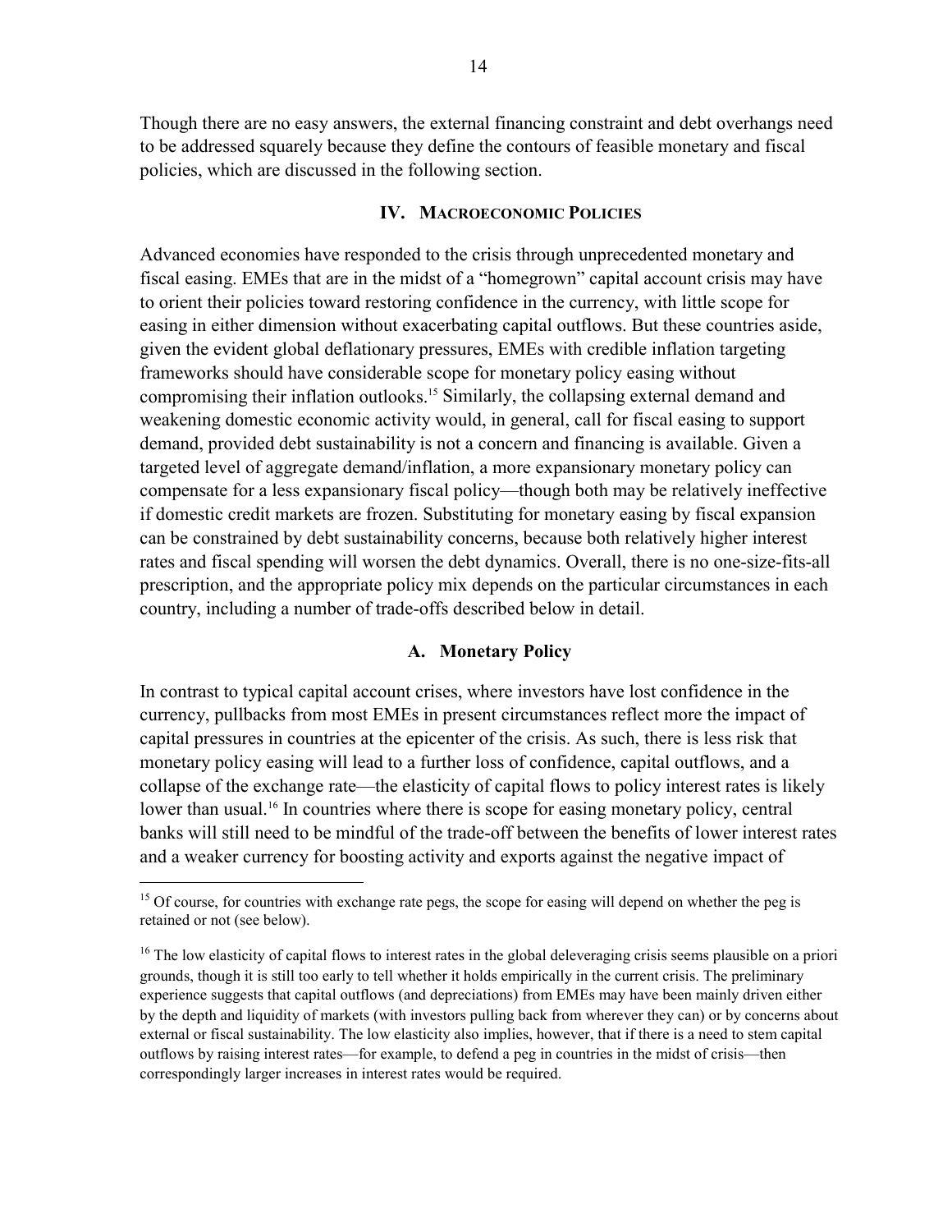Though there are no easy answers, the external financing constraint and debt overhangs need to be addressed squarely because they define the contours of feasible monetary and fiscal policies, which are discussed in the following section.

## IV. Macroeconomic Policies

Advanced economies have responded to the crisis through unprecedented monetary and fiscal easing. EMEs that are in the midst of a "homegrown" capital account crisis may have to orient their policies toward restoring confidence in the currency, with little scope for easing in either dimension without exacerbating capital outflows. But these countries aside, given the evident global deflationary pressures, EMEs with credible inflation targeting frameworks should have considerable scope for monetary policy easing without compromising their inflation outlooks.[15] Similarly, the collapsing external demand and weakening domestic economic activity would, in general, call for fiscal easing to support demand, provided debt sustainability is not a concern and financing is available. Given a targeted level of aggregate demand/inflation, a more expansionary monetary policy can compensate for a less expansionary fiscal policy—though both may be relatively ineffective if domestic credit markets are frozen. Substituting for monetary easing by fiscal expansion can be constrained by debt sustainability concerns, because both relatively higher interest rates and fiscal spending will worsen the debt dynamics. Overall, there is no one-size-fits-all prescription, and the appropriate policy mix depends on the particular circumstances in each country, including a number of trade-offs described below in detail.

### A. Monetary Policy

In contrast to typical capital account crises, where investors have lost confidence in the currency, pullbacks from most EMEs in present circumstances reflect more the impact of capital pressures in countries at the epicenter of the crisis. As such, there is less risk that monetary policy easing will lead to a further loss of confidence, capital outflows, and a collapse of the exchange rate—the elasticity of capital flows to policy interest rates is likely lower than usual.[16] In countries where there is scope for easing monetary policy, central banks will still need to be mindful of the trade-off between the benefits of lower interest rates and a weaker currency for boosting activity and exports against the negative impact of

[15] Of course, for countries with exchange rate pegs, the scope for easing will depend on whether the peg is retained or not (see below).

[16] The low elasticity of capital flows to interest rates in the global deleveraging crisis seems plausible on a priori grounds, though it is still too early to tell whether it holds empirically in the current crisis. The preliminary experience suggests that capital outflows (and depreciations) from EMEs may have been mainly driven either by the depth and liquidity of markets (with investors pulling back from wherever they can) or by concerns about external or fiscal sustainability. The low elasticity also implies, however, that if there is a need to stem capital outflows by raising interest rates—for example, to defend a peg in countries in the midst of crisis—then correspondingly larger increases in interest rates would be required.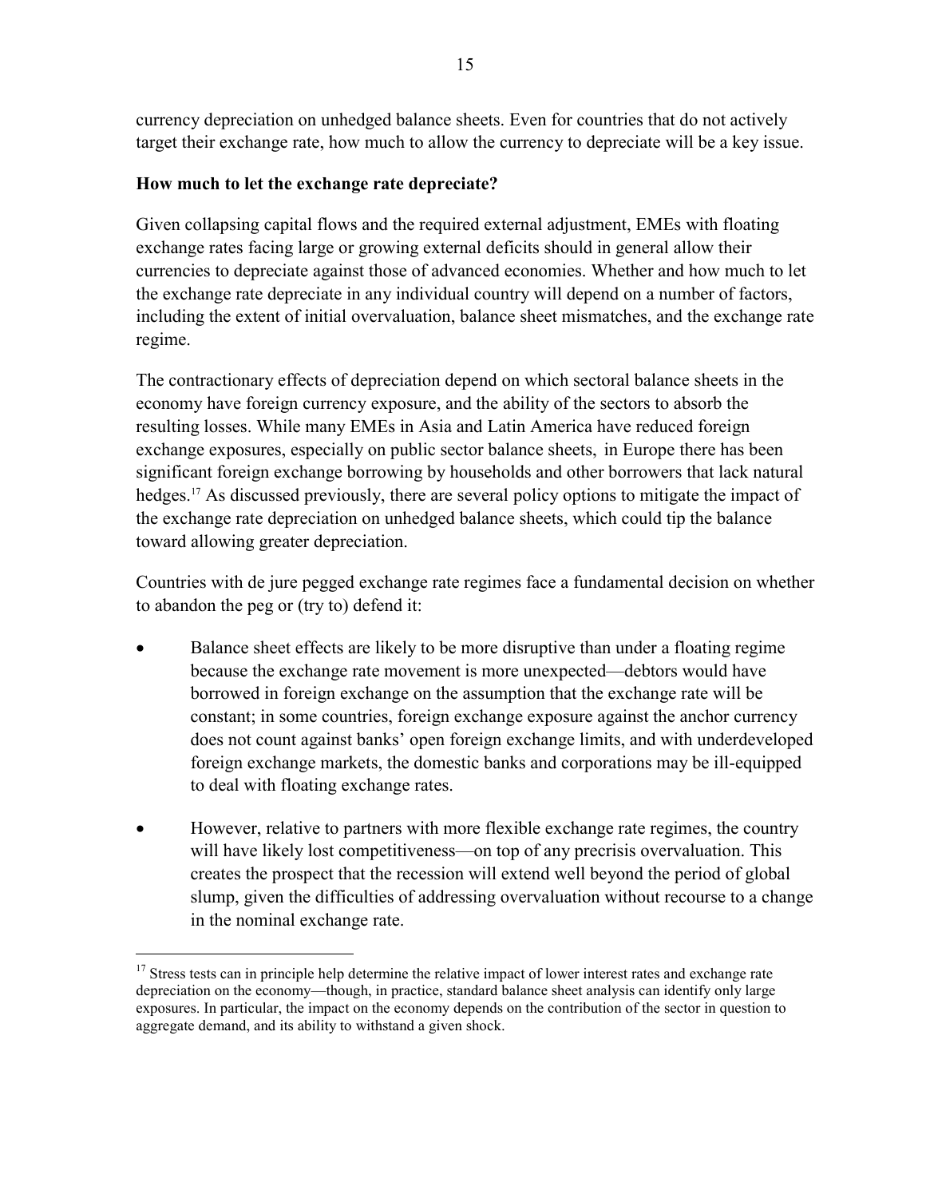currency depreciation on unhedged balance sheets. Even for countries that do not actively target their exchange rate, how much to allow the currency to depreciate will be a key issue.

**How much to let the exchange rate depreciate?**

Given collapsing capital flows and the required external adjustment, EMEs with floating exchange rates facing large or growing external deficits should in general allow their currencies to depreciate against those of advanced economies. Whether and how much to let the exchange rate depreciate in any individual country will depend on a number of factors, including the extent of initial overvaluation, balance sheet mismatches, and the exchange rate regime.

The contractionary effects of depreciation depend on which sectoral balance sheets in the economy have foreign currency exposure, and the ability of the sectors to absorb the resulting losses. While many EMEs in Asia and Latin America have reduced foreign exchange exposures, especially on public sector balance sheets, in Europe there has been significant foreign exchange borrowing by households and other borrowers that lack natural hedges.[17] As discussed previously, there are several policy options to mitigate the impact of the exchange rate depreciation on unhedged balance sheets, which could tip the balance toward allowing greater depreciation.

Countries with de jure pegged exchange rate regimes face a fundamental decision on whether to abandon the peg or (try to) defend it:

- Balance sheet effects are likely to be more disruptive than under a floating regime because the exchange rate movement is more unexpected—debtors would have borrowed in foreign exchange on the assumption that the exchange rate will be constant; in some countries, foreign exchange exposure against the anchor currency does not count against banks' open foreign exchange limits, and with underdeveloped foreign exchange markets, the domestic banks and corporations may be ill-equipped to deal with floating exchange rates.
- However, relative to partners with more flexible exchange rate regimes, the country will have likely lost competitiveness—on top of any precrisis overvaluation. This creates the prospect that the recession will extend well beyond the period of global slump, given the difficulties of addressing overvaluation without recourse to a change in the nominal exchange rate.

[17] Stress tests can in principle help determine the relative impact of lower interest rates and exchange rate depreciation on the economy—though, in practice, standard balance sheet analysis can identify only large exposures. In particular, the impact on the economy depends on the contribution of the sector in question to aggregate demand, and its ability to withstand a given shock.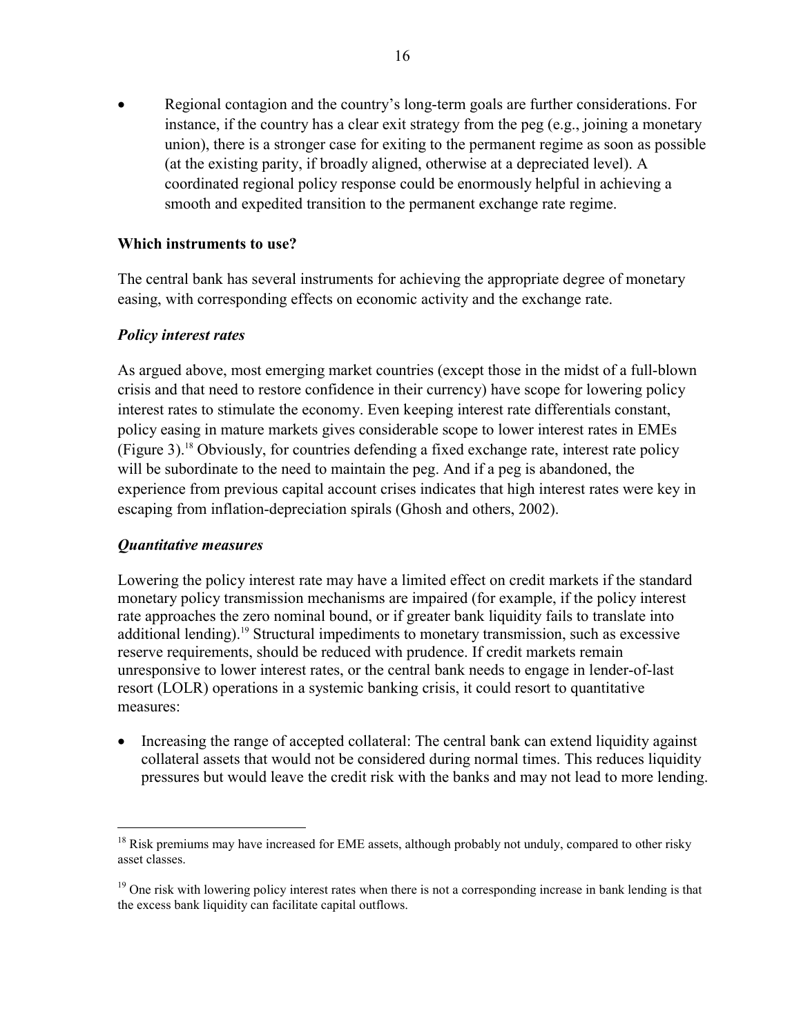- Regional contagion and the country's long-term goals are further considerations. For instance, if the country has a clear exit strategy from the peg (e.g., joining a monetary union), there is a stronger case for exiting to the permanent regime as soon as possible (at the existing parity, if broadly aligned, otherwise at a depreciated level). A coordinated regional policy response could be enormously helpful in achieving a smooth and expedited transition to the permanent exchange rate regime.

### Which instruments to use?

The central bank has several instruments for achieving the appropriate degree of monetary easing, with corresponding effects on economic activity and the exchange rate.

#### *Policy interest rates*

As argued above, most emerging market countries (except those in the midst of a full-blown crisis and that need to restore confidence in their currency) have scope for lowering policy interest rates to stimulate the economy. Even keeping interest rate differentials constant, policy easing in mature markets gives considerable scope to lower interest rates in EMEs (Figure 3).[18] Obviously, for countries defending a fixed exchange rate, interest rate policy will be subordinate to the need to maintain the peg. And if a peg is abandoned, the experience from previous capital account crises indicates that high interest rates were key in escaping from inflation-depreciation spirals (Ghosh and others, 2002).

#### *Quantitative measures*

Lowering the policy interest rate may have a limited effect on credit markets if the standard monetary policy transmission mechanisms are impaired (for example, if the policy interest rate approaches the zero nominal bound, or if greater bank liquidity fails to translate into additional lending).[19] Structural impediments to monetary transmission, such as excessive reserve requirements, should be reduced with prudence. If credit markets remain unresponsive to lower interest rates, or the central bank needs to engage in lender-of-last resort (LOLR) operations in a systemic banking crisis, it could resort to quantitative measures:

- Increasing the range of accepted collateral: The central bank can extend liquidity against collateral assets that would not be considered during normal times. This reduces liquidity pressures but would leave the credit risk with the banks and may not lead to more lending.

---

[18] Risk premiums may have increased for EME assets, although probably not unduly, compared to other risky asset classes.

[19] One risk with lowering policy interest rates when there is not a corresponding increase in bank lending is that the excess bank liquidity can facilitate capital outflows.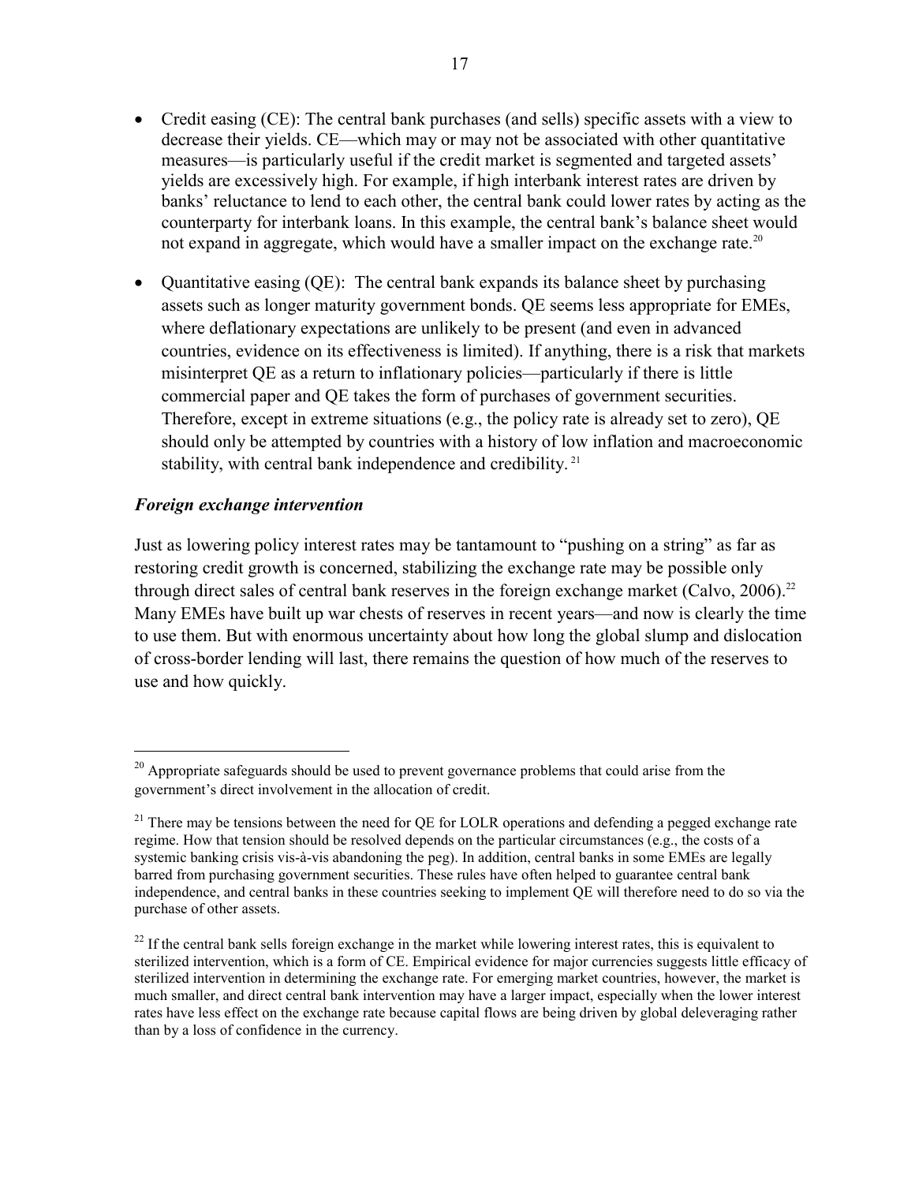- Credit easing (CE): The central bank purchases (and sells) specific assets with a view to decrease their yields. CE—which may or may not be associated with other quantitative measures—is particularly useful if the credit market is segmented and targeted assets' yields are excessively high. For example, if high interbank interest rates are driven by banks' reluctance to lend to each other, the central bank could lower rates by acting as the counterparty for interbank loans. In this example, the central bank's balance sheet would not expand in aggregate, which would have a smaller impact on the exchange rate.[20]

- Quantitative easing (QE): The central bank expands its balance sheet by purchasing assets such as longer maturity government bonds. QE seems less appropriate for EMEs, where deflationary expectations are unlikely to be present (and even in advanced countries, evidence on its effectiveness is limited). If anything, there is a risk that markets misinterpret QE as a return to inflationary policies—particularly if there is little commercial paper and QE takes the form of purchases of government securities. Therefore, except in extreme situations (e.g., the policy rate is already set to zero), QE should only be attempted by countries with a history of low inflation and macroeconomic stability, with central bank independence and credibility.[21]

### *Foreign exchange intervention*

Just as lowering policy interest rates may be tantamount to "pushing on a string" as far as restoring credit growth is concerned, stabilizing the exchange rate may be possible only through direct sales of central bank reserves in the foreign exchange market (Calvo, 2006).[22] Many EMEs have built up war chests of reserves in recent years—and now is clearly the time to use them. But with enormous uncertainty about how long the global slump and dislocation of cross-border lending will last, there remains the question of how much of the reserves to use and how quickly.

---

[20] Appropriate safeguards should be used to prevent governance problems that could arise from the government's direct involvement in the allocation of credit.

[21] There may be tensions between the need for QE for LOLR operations and defending a pegged exchange rate regime. How that tension should be resolved depends on the particular circumstances (e.g., the costs of a systemic banking crisis vis-à-vis abandoning the peg). In addition, central banks in some EMEs are legally barred from purchasing government securities. These rules have often helped to guarantee central bank independence, and central banks in these countries seeking to implement QE will therefore need to do so via the purchase of other assets.

[22] If the central bank sells foreign exchange in the market while lowering interest rates, this is equivalent to sterilized intervention, which is a form of CE. Empirical evidence for major currencies suggests little efficacy of sterilized intervention in determining the exchange rate. For emerging market countries, however, the market is much smaller, and direct central bank intervention may have a larger impact, especially when the lower interest rates have less effect on the exchange rate because capital flows are being driven by global deleveraging rather than by a loss of confidence in the currency.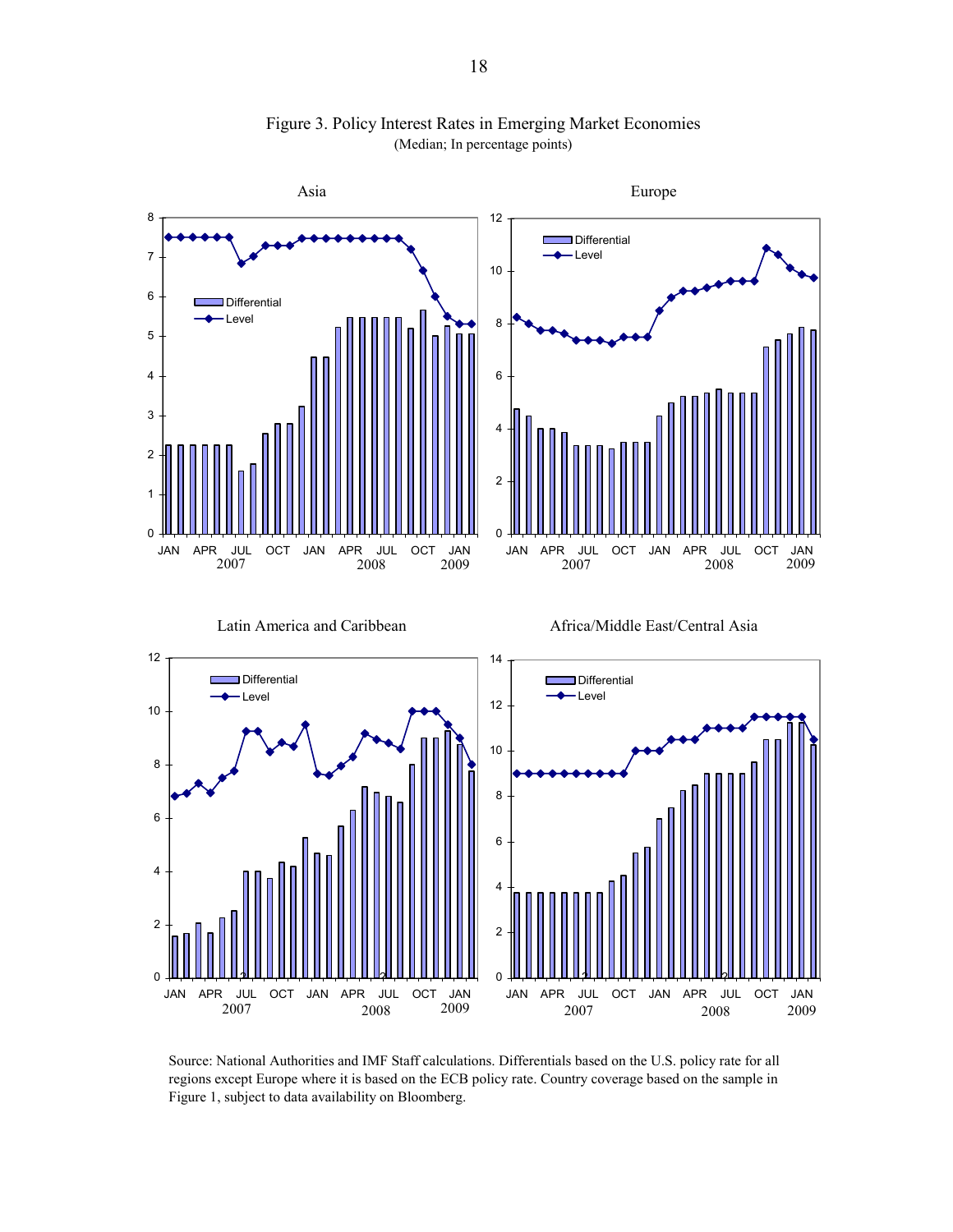Figure 3. Policy Interest Rates in Emerging Market Economies

(Median; In percentage points)

Source: National Authorities and IMF Staff calculations. Differentials based on the U.S. policy rate for all regions except Europe where it is based on the ECB policy rate. Country coverage based on the sample in Figure 1, subject to data availability on Bloomberg.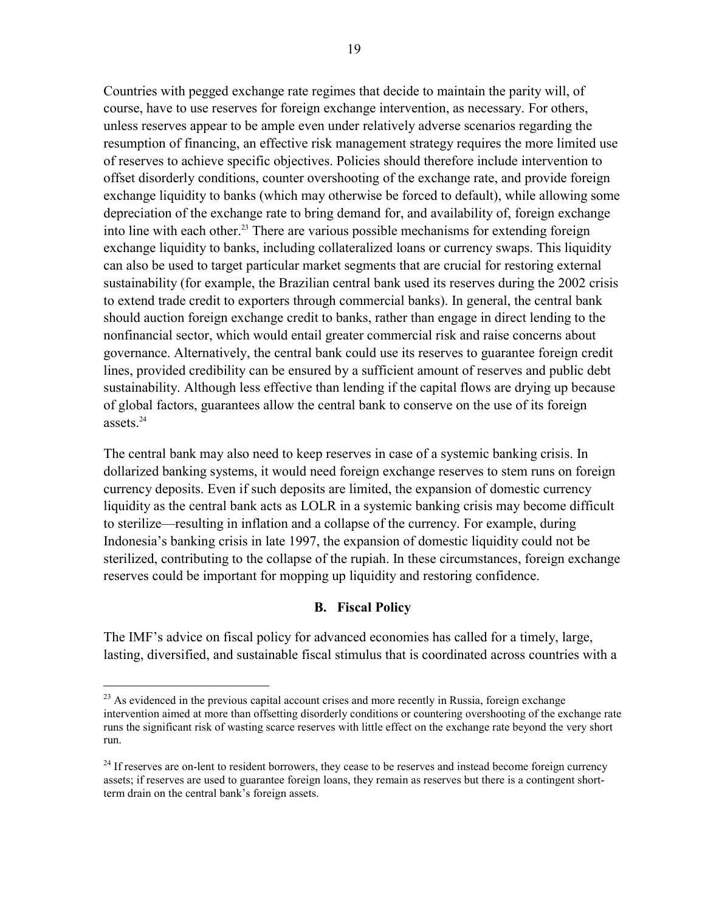Countries with pegged exchange rate regimes that decide to maintain the parity will, of course, have to use reserves for foreign exchange intervention, as necessary. For others, unless reserves appear to be ample even under relatively adverse scenarios regarding the resumption of financing, an effective risk management strategy requires the more limited use of reserves to achieve specific objectives. Policies should therefore include intervention to offset disorderly conditions, counter overshooting of the exchange rate, and provide foreign exchange liquidity to banks (which may otherwise be forced to default), while allowing some depreciation of the exchange rate to bring demand for, and availability of, foreign exchange into line with each other.[23] There are various possible mechanisms for extending foreign exchange liquidity to banks, including collateralized loans or currency swaps. This liquidity can also be used to target particular market segments that are crucial for restoring external sustainability (for example, the Brazilian central bank used its reserves during the 2002 crisis to extend trade credit to exporters through commercial banks). In general, the central bank should auction foreign exchange credit to banks, rather than engage in direct lending to the nonfinancial sector, which would entail greater commercial risk and raise concerns about governance. Alternatively, the central bank could use its reserves to guarantee foreign credit lines, provided credibility can be ensured by a sufficient amount of reserves and public debt sustainability. Although less effective than lending if the capital flows are drying up because of global factors, guarantees allow the central bank to conserve on the use of its foreign assets.[24]

The central bank may also need to keep reserves in case of a systemic banking crisis. In dollarized banking systems, it would need foreign exchange reserves to stem runs on foreign currency deposits. Even if such deposits are limited, the expansion of domestic currency liquidity as the central bank acts as LOLR in a systemic banking crisis may become difficult to sterilize—resulting in inflation and a collapse of the currency. For example, during Indonesia's banking crisis in late 1997, the expansion of domestic liquidity could not be sterilized, contributing to the collapse of the rupiah. In these circumstances, foreign exchange reserves could be important for mopping up liquidity and restoring confidence.

## B. Fiscal Policy

The IMF's advice on fiscal policy for advanced economies has called for a timely, large, lasting, diversified, and sustainable fiscal stimulus that is coordinated across countries with a

---

[23] As evidenced in the previous capital account crises and more recently in Russia, foreign exchange intervention aimed at more than offsetting disorderly conditions or countering overshooting of the exchange rate runs the significant risk of wasting scarce reserves with little effect on the exchange rate beyond the very short run.

[24] If reserves are on-lent to resident borrowers, they cease to be reserves and instead become foreign currency assets; if reserves are used to guarantee foreign loans, they remain as reserves but there is a contingent short-term drain on the central bank's foreign assets.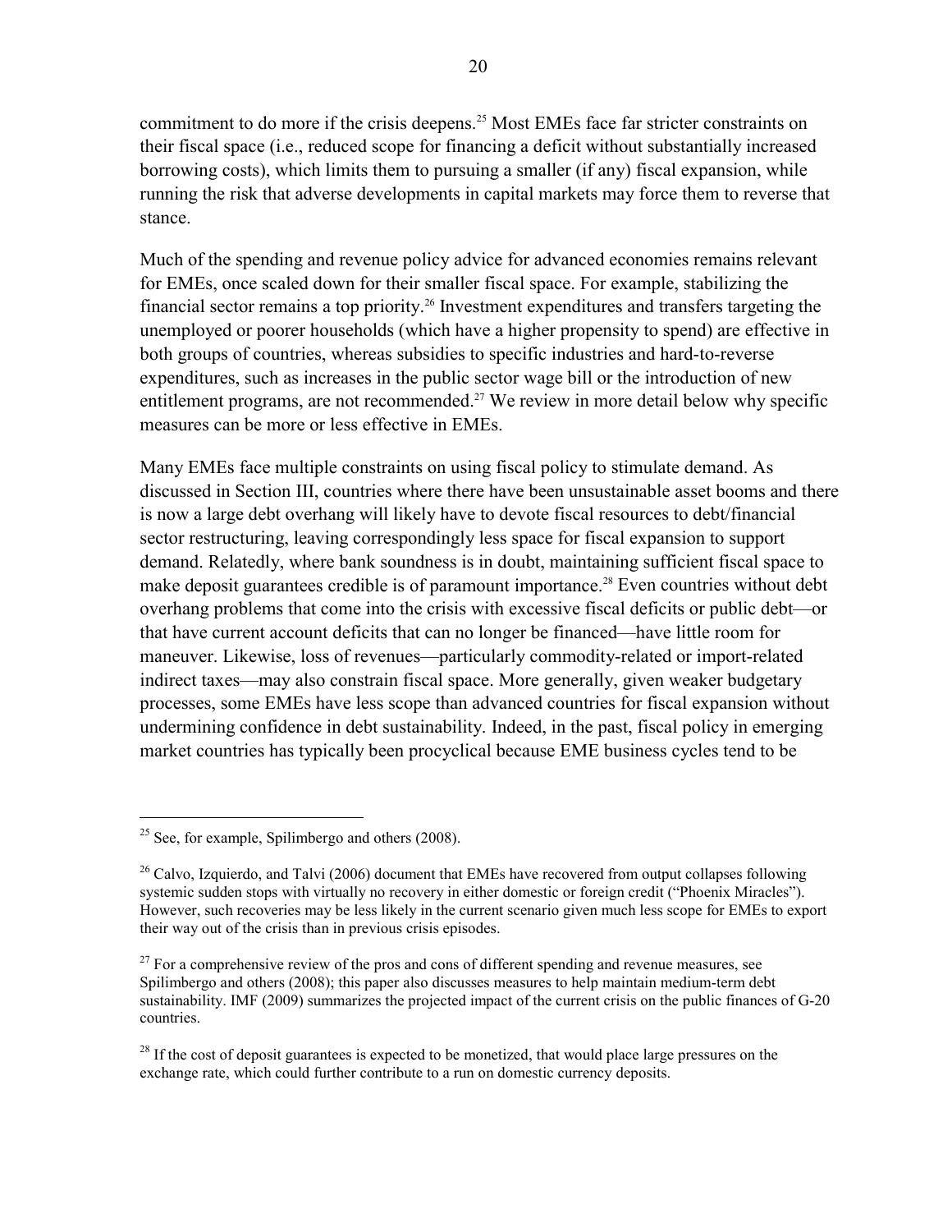commitment to do more if the crisis deepens.[25] Most EMEs face far stricter constraints on their fiscal space (i.e., reduced scope for financing a deficit without substantially increased borrowing costs), which limits them to pursuing a smaller (if any) fiscal expansion, while running the risk that adverse developments in capital markets may force them to reverse that stance.

Much of the spending and revenue policy advice for advanced economies remains relevant for EMEs, once scaled down for their smaller fiscal space. For example, stabilizing the financial sector remains a top priority.[26] Investment expenditures and transfers targeting the unemployed or poorer households (which have a higher propensity to spend) are effective in both groups of countries, whereas subsidies to specific industries and hard-to-reverse expenditures, such as increases in the public sector wage bill or the introduction of new entitlement programs, are not recommended.[27] We review in more detail below why specific measures can be more or less effective in EMEs.

Many EMEs face multiple constraints on using fiscal policy to stimulate demand. As discussed in Section III, countries where there have been unsustainable asset booms and there is now a large debt overhang will likely have to devote fiscal resources to debt/financial sector restructuring, leaving correspondingly less space for fiscal expansion to support demand. Relatedly, where bank soundness is in doubt, maintaining sufficient fiscal space to make deposit guarantees credible is of paramount importance.[28] Even countries without debt overhang problems that come into the crisis with excessive fiscal deficits or public debt—or that have current account deficits that can no longer be financed—have little room for maneuver. Likewise, loss of revenues—particularly commodity-related or import-related indirect taxes—may also constrain fiscal space. More generally, given weaker budgetary processes, some EMEs have less scope than advanced countries for fiscal expansion without undermining confidence in debt sustainability. Indeed, in the past, fiscal policy in emerging market countries has typically been procyclical because EME business cycles tend to be

---

[25] See, for example, Spilimbergo and others (2008).

[26] Calvo, Izquierdo, and Talvi (2006) document that EMEs have recovered from output collapses following systemic sudden stops with virtually no recovery in either domestic or foreign credit ("Phoenix Miracles"). However, such recoveries may be less likely in the current scenario given much less scope for EMEs to export their way out of the crisis than in previous crisis episodes.

[27] For a comprehensive review of the pros and cons of different spending and revenue measures, see Spilimbergo and others (2008); this paper also discusses measures to help maintain medium-term debt sustainability. IMF (2009) summarizes the projected impact of the current crisis on the public finances of G-20 countries.

[28] If the cost of deposit guarantees is expected to be monetized, that would place large pressures on the exchange rate, which could further contribute to a run on domestic currency deposits.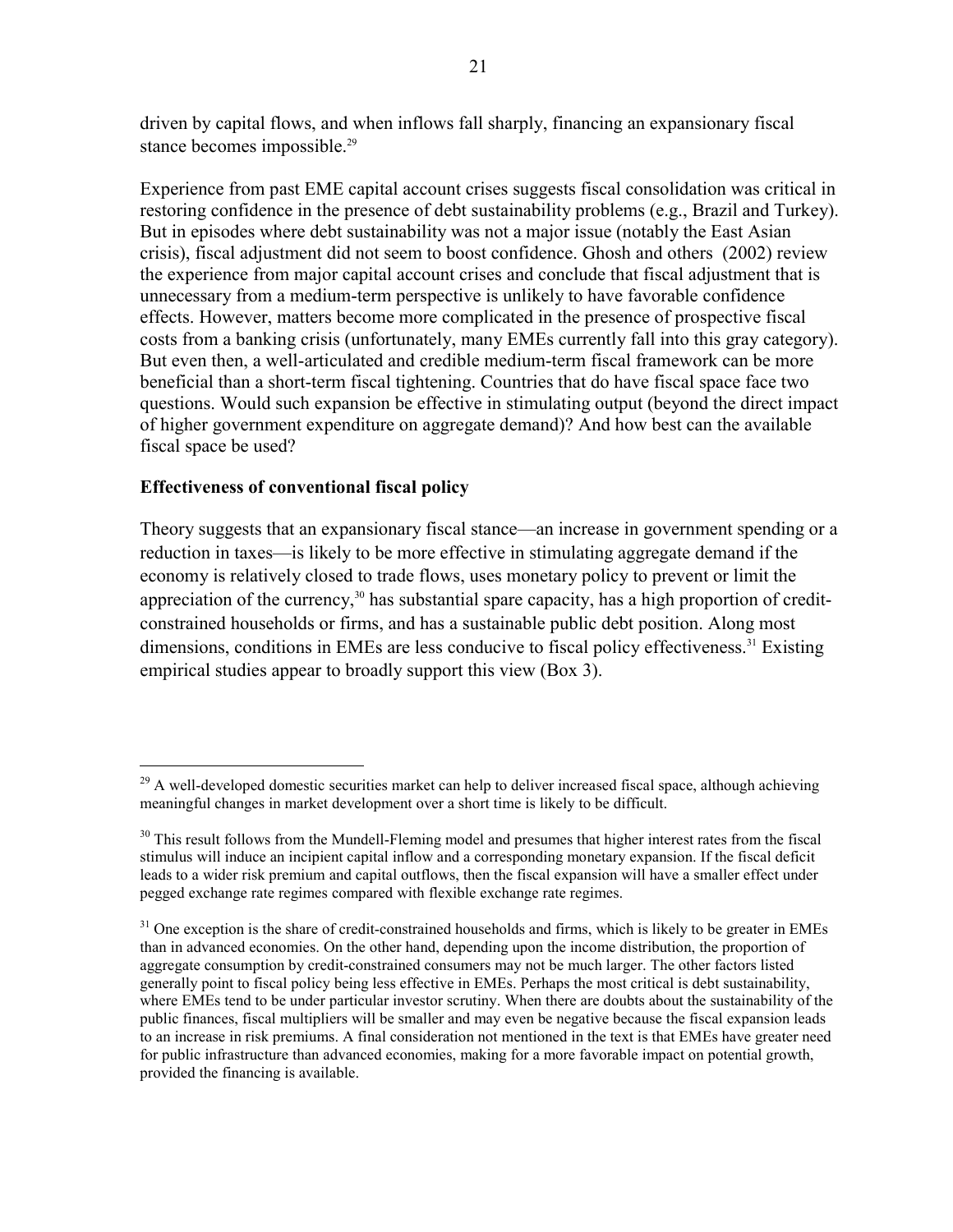driven by capital flows, and when inflows fall sharply, financing an expansionary fiscal stance becomes impossible.[29]

Experience from past EME capital account crises suggests fiscal consolidation was critical in restoring confidence in the presence of debt sustainability problems (e.g., Brazil and Turkey). But in episodes where debt sustainability was not a major issue (notably the East Asian crisis), fiscal adjustment did not seem to boost confidence. Ghosh and others (2002) review the experience from major capital account crises and conclude that fiscal adjustment that is unnecessary from a medium-term perspective is unlikely to have favorable confidence effects. However, matters become more complicated in the presence of prospective fiscal costs from a banking crisis (unfortunately, many EMEs currently fall into this gray category). But even then, a well-articulated and credible medium-term fiscal framework can be more beneficial than a short-term fiscal tightening. Countries that do have fiscal space face two questions. Would such expansion be effective in stimulating output (beyond the direct impact of higher government expenditure on aggregate demand)? And how best can the available fiscal space be used?

**Effectiveness of conventional fiscal policy**

Theory suggests that an expansionary fiscal stance—an increase in government spending or a reduction in taxes—is likely to be more effective in stimulating aggregate demand if the economy is relatively closed to trade flows, uses monetary policy to prevent or limit the appreciation of the currency,[30] has substantial spare capacity, has a high proportion of credit-constrained households or firms, and has a sustainable public debt position. Along most dimensions, conditions in EMEs are less conducive to fiscal policy effectiveness.[31] Existing empirical studies appear to broadly support this view (Box 3).

---

[29] A well-developed domestic securities market can help to deliver increased fiscal space, although achieving meaningful changes in market development over a short time is likely to be difficult.

[30] This result follows from the Mundell-Fleming model and presumes that higher interest rates from the fiscal stimulus will induce an incipient capital inflow and a corresponding monetary expansion. If the fiscal deficit leads to a wider risk premium and capital outflows, then the fiscal expansion will have a smaller effect under pegged exchange rate regimes compared with flexible exchange rate regimes.

[31] One exception is the share of credit-constrained households and firms, which is likely to be greater in EMEs than in advanced economies. On the other hand, depending upon the income distribution, the proportion of aggregate consumption by credit-constrained consumers may not be much larger. The other factors listed generally point to fiscal policy being less effective in EMEs. Perhaps the most critical is debt sustainability, where EMEs tend to be under particular investor scrutiny. When there are doubts about the sustainability of the public finances, fiscal multipliers will be smaller and may even be negative because the fiscal expansion leads to an increase in risk premiums. A final consideration not mentioned in the text is that EMEs have greater need for public infrastructure than advanced economies, making for a more favorable impact on potential growth, provided the financing is available.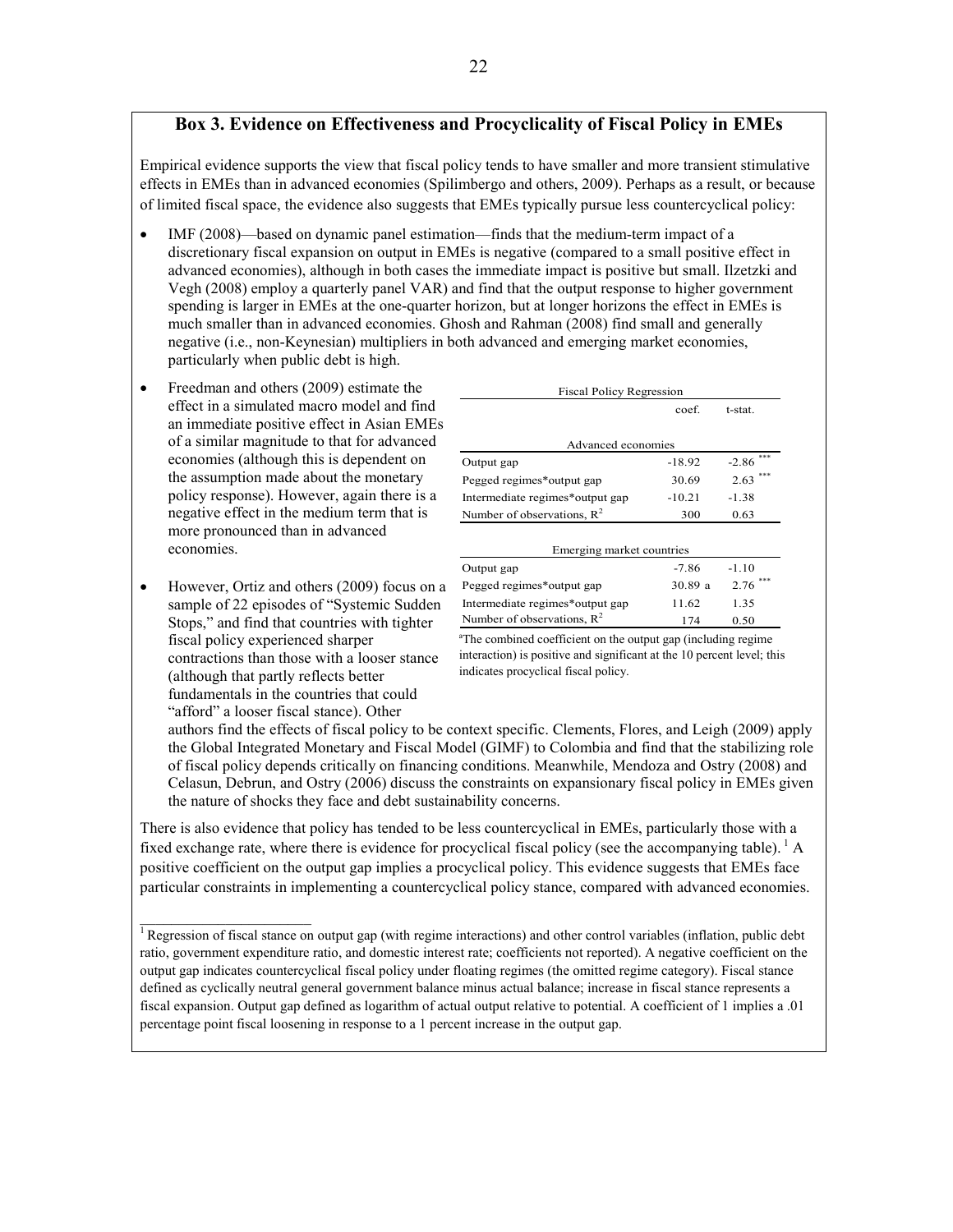## Box 3. Evidence on Effectiveness and Procyclicality of Fiscal Policy in EMEs

Empirical evidence supports the view that fiscal policy tends to have smaller and more transient stimulative effects in EMEs than in advanced economies (Spilimbergo and others, 2009). Perhaps as a result, or because of limited fiscal space, the evidence also suggests that EMEs typically pursue less countercyclical policy:

- IMF (2008)—based on dynamic panel estimation—finds that the medium-term impact of a discretionary fiscal expansion on output in EMEs is negative (compared to a small positive effect in advanced economies), although in both cases the immediate impact is positive but small. Ilzetzki and Vegh (2008) employ a quarterly panel VAR) and find that the output response to higher government spending is larger in EMEs at the one-quarter horizon, but at longer horizons the effect in EMEs is much smaller than in advanced economies. Ghosh and Rahman (2008) find small and generally negative (i.e., non-Keynesian) multipliers in both advanced and emerging market economies, particularly when public debt is high.
- Freedman and others (2009) estimate the effect in a simulated macro model and find an immediate positive effect in Asian EMEs of a similar magnitude to that for advanced economies (although this is dependent on the assumption made about the monetary policy response). However, again there is a negative effect in the medium term that is more pronounced than in advanced economies.
- However, Ortiz and others (2009) focus on a sample of 22 episodes of "Systemic Sudden Stops," and find that countries with tighter fiscal policy experienced sharper contractions than those with a looser stance (although that partly reflects better fundamentals in the countries that could "afford" a looser fiscal stance). Other authors find the effects of fiscal policy to be context specific. Clements, Flores, and Leigh (2009) apply the Global Integrated Monetary and Fiscal Model (GIMF) to Colombia and find that the stabilizing role of fiscal policy depends critically on financing conditions. Meanwhile, Mendoza and Ostry (2008) and Celasun, Debrun, and Ostry (2006) discuss the constraints on expansionary fiscal policy in EMEs given the nature of shocks they face and debt sustainability concerns.

Fiscal Policy Regression

| | coef. | t-stat. |
|---|---|---|
| **Advanced economies** | | |
| Output gap | -18.92 | -2.86 *** |
| Pegged regimes*output gap | 30.69 | 2.63 *** |
| Intermediate regimes*output gap | -10.21 | -1.38 |
| Number of observations, $R^2$ | 300 | 0.63 |
| **Emerging market countries** | | |
| Output gap | -7.86 | -1.10 |
| Pegged regimes*output gap | 30.89 a | 2.76 *** |
| Intermediate regimes*output gap | 11.62 | 1.35 |
| Number of observations, $R^2$ | 174 | 0.50 |

[a] The combined coefficient on the output gap (including regime interaction) is positive and significant at the 10 percent level; this indicates procyclical fiscal policy.

There is also evidence that policy has tended to be less countercyclical in EMEs, particularly those with a fixed exchange rate, where there is evidence for procyclical fiscal policy (see the accompanying table).[1] A positive coefficient on the output gap implies a procyclical policy. This evidence suggests that EMEs face particular constraints in implementing a countercyclical policy stance, compared with advanced economies.

[1] Regression of fiscal stance on output gap (with regime interactions) and other control variables (inflation, public debt ratio, government expenditure ratio, and domestic interest rate; coefficients not reported). A negative coefficient on the output gap indicates countercyclical fiscal policy under floating regimes (the omitted regime category). Fiscal stance defined as cyclically neutral general government balance minus actual balance; increase in fiscal stance represents a fiscal expansion. Output gap defined as logarithm of actual output relative to potential. A coefficient of 1 implies a .01 percentage point fiscal loosening in response to a 1 percent increase in the output gap.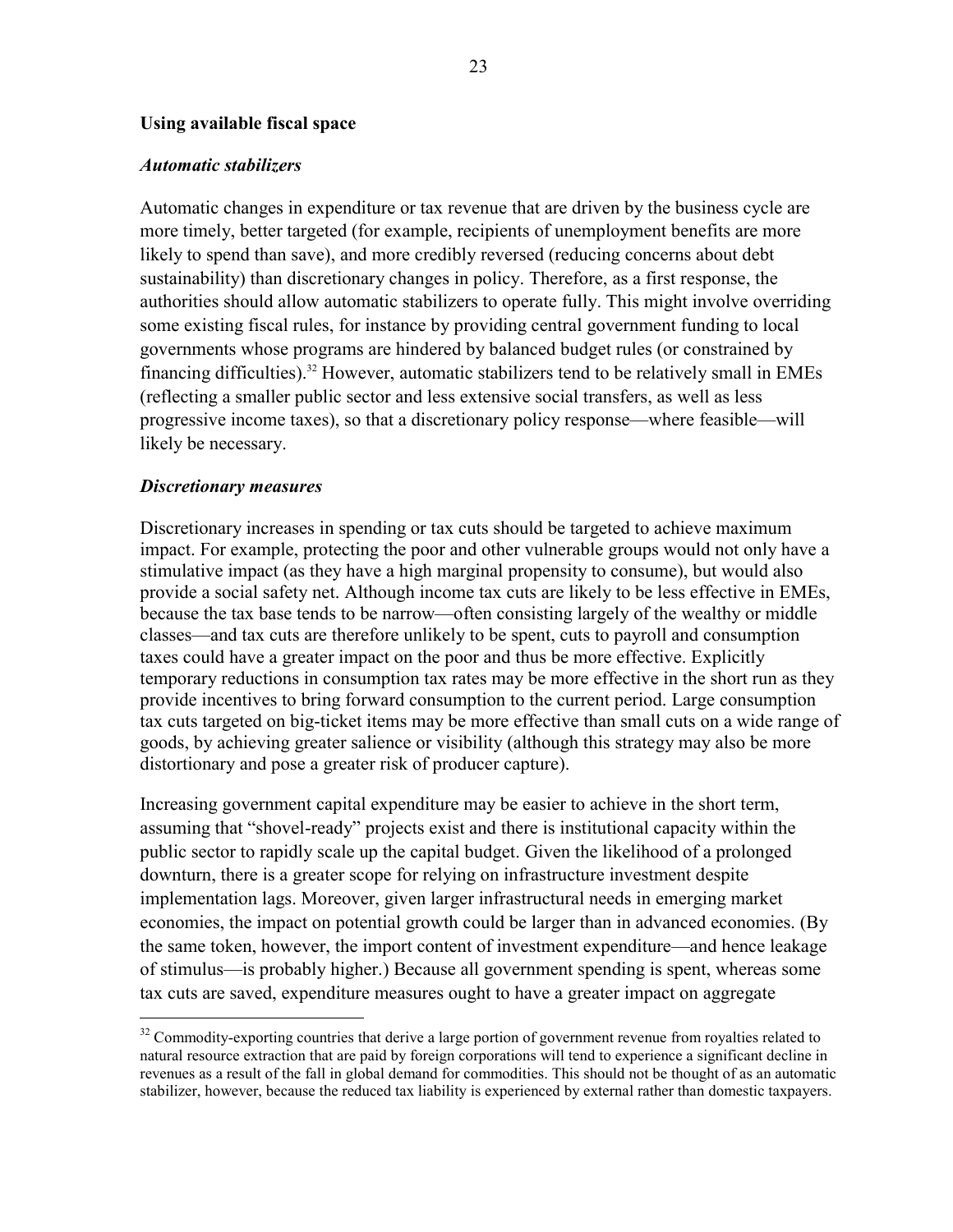**Using available fiscal space**

***Automatic stabilizers***

Automatic changes in expenditure or tax revenue that are driven by the business cycle are more timely, better targeted (for example, recipients of unemployment benefits are more likely to spend than save), and more credibly reversed (reducing concerns about debt sustainability) than discretionary changes in policy. Therefore, as a first response, the authorities should allow automatic stabilizers to operate fully. This might involve overriding some existing fiscal rules, for instance by providing central government funding to local governments whose programs are hindered by balanced budget rules (or constrained by financing difficulties).[32] However, automatic stabilizers tend to be relatively small in EMEs (reflecting a smaller public sector and less extensive social transfers, as well as less progressive income taxes), so that a discretionary policy response—where feasible—will likely be necessary.

***Discretionary measures***

Discretionary increases in spending or tax cuts should be targeted to achieve maximum impact. For example, protecting the poor and other vulnerable groups would not only have a stimulative impact (as they have a high marginal propensity to consume), but would also provide a social safety net. Although income tax cuts are likely to be less effective in EMEs, because the tax base tends to be narrow—often consisting largely of the wealthy or middle classes—and tax cuts are therefore unlikely to be spent, cuts to payroll and consumption taxes could have a greater impact on the poor and thus be more effective. Explicitly temporary reductions in consumption tax rates may be more effective in the short run as they provide incentives to bring forward consumption to the current period. Large consumption tax cuts targeted on big-ticket items may be more effective than small cuts on a wide range of goods, by achieving greater salience or visibility (although this strategy may also be more distortionary and pose a greater risk of producer capture).

Increasing government capital expenditure may be easier to achieve in the short term, assuming that "shovel-ready" projects exist and there is institutional capacity within the public sector to rapidly scale up the capital budget. Given the likelihood of a prolonged downturn, there is a greater scope for relying on infrastructure investment despite implementation lags. Moreover, given larger infrastructural needs in emerging market economies, the impact on potential growth could be larger than in advanced economies. (By the same token, however, the import content of investment expenditure—and hence leakage of stimulus—is probably higher.) Because all government spending is spent, whereas some tax cuts are saved, expenditure measures ought to have a greater impact on aggregate

[32] Commodity-exporting countries that derive a large portion of government revenue from royalties related to natural resource extraction that are paid by foreign corporations will tend to experience a significant decline in revenues as a result of the fall in global demand for commodities. This should not be thought of as an automatic stabilizer, however, because the reduced tax liability is experienced by external rather than domestic taxpayers.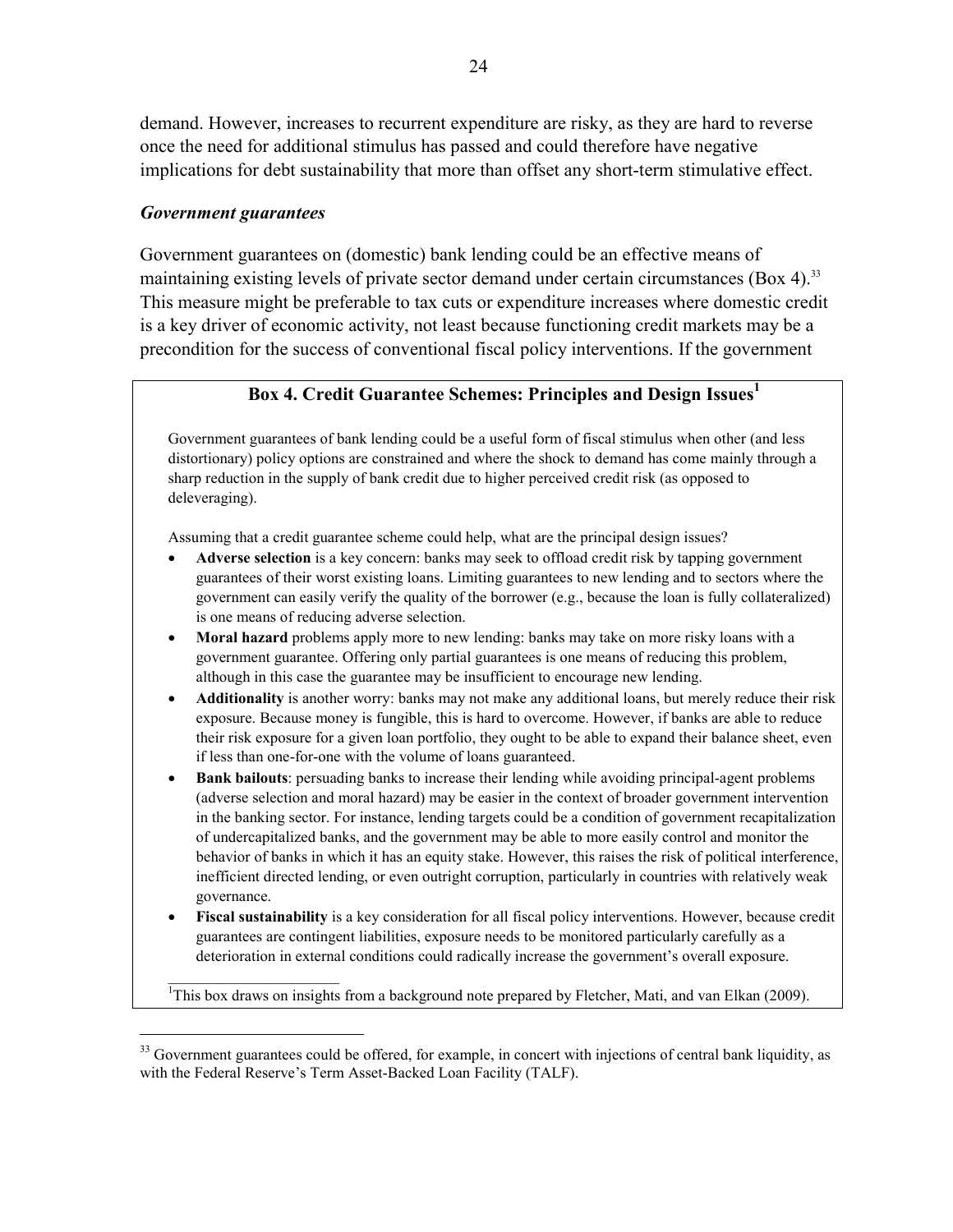demand. However, increases to recurrent expenditure are risky, as they are hard to reverse once the need for additional stimulus has passed and could therefore have negative implications for debt sustainability that more than offset any short-term stimulative effect.

### *Government guarantees*

Government guarantees on (domestic) bank lending could be an effective means of maintaining existing levels of private sector demand under certain circumstances (Box 4).[33] This measure might be preferable to tax cuts or expenditure increases where domestic credit is a key driver of economic activity, not least because functioning credit markets may be a precondition for the success of conventional fiscal policy interventions. If the government

### Box 4. Credit Guarantee Schemes: Principles and Design Issues[1]

Government guarantees of bank lending could be a useful form of fiscal stimulus when other (and less distortionary) policy options are constrained and where the shock to demand has come mainly through a sharp reduction in the supply of bank credit due to higher perceived credit risk (as opposed to deleveraging).

Assuming that a credit guarantee scheme could help, what are the principal design issues?

- **Adverse selection** is a key concern: banks may seek to offload credit risk by tapping government guarantees of their worst existing loans. Limiting guarantees to new lending and to sectors where the government can easily verify the quality of the borrower (e.g., because the loan is fully collateralized) is one means of reducing adverse selection.
- **Moral hazard** problems apply more to new lending: banks may take on more risky loans with a government guarantee. Offering only partial guarantees is one means of reducing this problem, although in this case the guarantee may be insufficient to encourage new lending.
- **Additionality** is another worry: banks may not make any additional loans, but merely reduce their risk exposure. Because money is fungible, this is hard to overcome. However, if banks are able to reduce their risk exposure for a given loan portfolio, they ought to be able to expand their balance sheet, even if less than one-for-one with the volume of loans guaranteed.
- **Bank bailouts**: persuading banks to increase their lending while avoiding principal-agent problems (adverse selection and moral hazard) may be easier in the context of broader government intervention in the banking sector. For instance, lending targets could be a condition of government recapitalization of undercapitalized banks, and the government may be able to more easily control and monitor the behavior of banks in which it has an equity stake. However, this raises the risk of political interference, inefficient directed lending, or even outright corruption, particularly in countries with relatively weak governance.
- **Fiscal sustainability** is a key consideration for all fiscal policy interventions. However, because credit guarantees are contingent liabilities, exposure needs to be monitored particularly carefully as a deterioration in external conditions could radically increase the government's overall exposure.

[1] This box draws on insights from a background note prepared by Fletcher, Mati, and van Elkan (2009).

---

[33] Government guarantees could be offered, for example, in concert with injections of central bank liquidity, as with the Federal Reserve's Term Asset-Backed Loan Facility (TALF).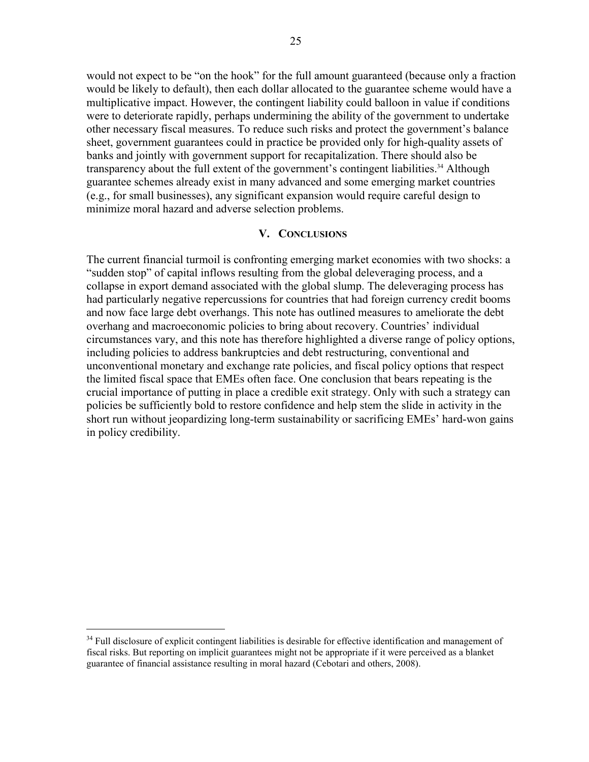would not expect to be "on the hook" for the full amount guaranteed (because only a fraction would be likely to default), then each dollar allocated to the guarantee scheme would have a multiplicative impact. However, the contingent liability could balloon in value if conditions were to deteriorate rapidly, perhaps undermining the ability of the government to undertake other necessary fiscal measures. To reduce such risks and protect the government's balance sheet, government guarantees could in practice be provided only for high-quality assets of banks and jointly with government support for recapitalization. There should also be transparency about the full extent of the government's contingent liabilities.[34] Although guarantee schemes already exist in many advanced and some emerging market countries (e.g., for small businesses), any significant expansion would require careful design to minimize moral hazard and adverse selection problems.

## V. Conclusions

The current financial turmoil is confronting emerging market economies with two shocks: a "sudden stop" of capital inflows resulting from the global deleveraging process, and a collapse in export demand associated with the global slump. The deleveraging process has had particularly negative repercussions for countries that had foreign currency credit booms and now face large debt overhangs. This note has outlined measures to ameliorate the debt overhang and macroeconomic policies to bring about recovery. Countries' individual circumstances vary, and this note has therefore highlighted a diverse range of policy options, including policies to address bankruptcies and debt restructuring, conventional and unconventional monetary and exchange rate policies, and fiscal policy options that respect the limited fiscal space that EMEs often face. One conclusion that bears repeating is the crucial importance of putting in place a credible exit strategy. Only with such a strategy can policies be sufficiently bold to restore confidence and help stem the slide in activity in the short run without jeopardizing long-term sustainability or sacrificing EMEs' hard-won gains in policy credibility.

---

[34] Full disclosure of explicit contingent liabilities is desirable for effective identification and management of fiscal risks. But reporting on implicit guarantees might not be appropriate if it were perceived as a blanket guarantee of financial assistance resulting in moral hazard (Cebotari and others, 2008).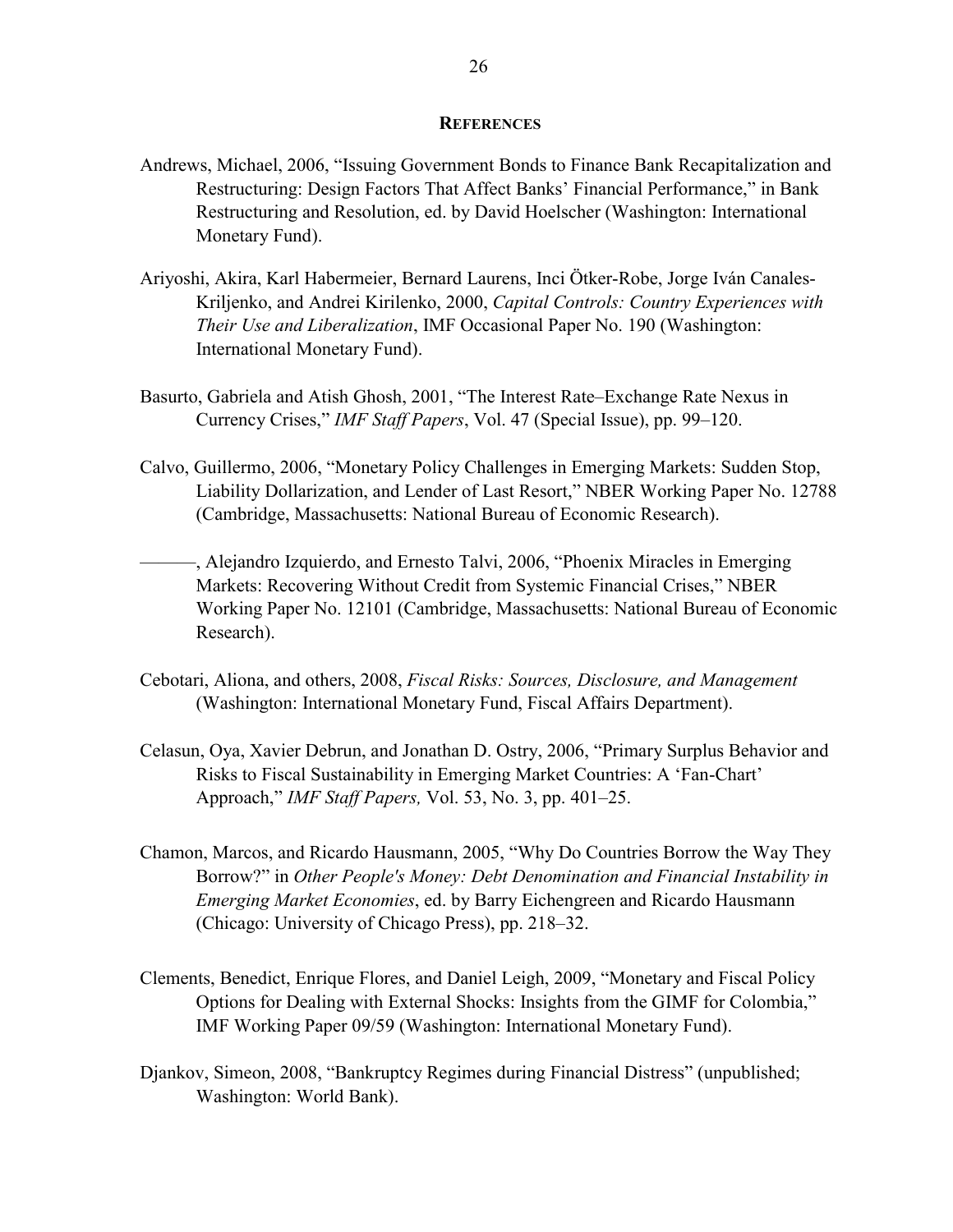## REFERENCES

Andrews, Michael, 2006, "Issuing Government Bonds to Finance Bank Recapitalization and Restructuring: Design Factors That Affect Banks' Financial Performance," in Bank Restructuring and Resolution, ed. by David Hoelscher (Washington: International Monetary Fund).

Ariyoshi, Akira, Karl Habermeier, Bernard Laurens, Inci Ötker-Robe, Jorge Iván Canales-Kriljenko, and Andrei Kirilenko, 2000, *Capital Controls: Country Experiences with Their Use and Liberalization*, IMF Occasional Paper No. 190 (Washington: International Monetary Fund).

Basurto, Gabriela and Atish Ghosh, 2001, "The Interest Rate–Exchange Rate Nexus in Currency Crises," *IMF Staff Papers*, Vol. 47 (Special Issue), pp. 99–120.

Calvo, Guillermo, 2006, "Monetary Policy Challenges in Emerging Markets: Sudden Stop, Liability Dollarization, and Lender of Last Resort," NBER Working Paper No. 12788 (Cambridge, Massachusetts: National Bureau of Economic Research).

———, Alejandro Izquierdo, and Ernesto Talvi, 2006, "Phoenix Miracles in Emerging Markets: Recovering Without Credit from Systemic Financial Crises," NBER Working Paper No. 12101 (Cambridge, Massachusetts: National Bureau of Economic Research).

Cebotari, Aliona, and others, 2008, *Fiscal Risks: Sources, Disclosure, and Management* (Washington: International Monetary Fund, Fiscal Affairs Department).

Celasun, Oya, Xavier Debrun, and Jonathan D. Ostry, 2006, "Primary Surplus Behavior and Risks to Fiscal Sustainability in Emerging Market Countries: A 'Fan-Chart' Approach," *IMF Staff Papers,* Vol. 53, No. 3, pp. 401–25.

Chamon, Marcos, and Ricardo Hausmann, 2005, "Why Do Countries Borrow the Way They Borrow?" in *Other People's Money: Debt Denomination and Financial Instability in Emerging Market Economies*, ed. by Barry Eichengreen and Ricardo Hausmann (Chicago: University of Chicago Press), pp. 218–32.

Clements, Benedict, Enrique Flores, and Daniel Leigh, 2009, "Monetary and Fiscal Policy Options for Dealing with External Shocks: Insights from the GIMF for Colombia," IMF Working Paper 09/59 (Washington: International Monetary Fund).

Djankov, Simeon, 2008, "Bankruptcy Regimes during Financial Distress" (unpublished; Washington: World Bank).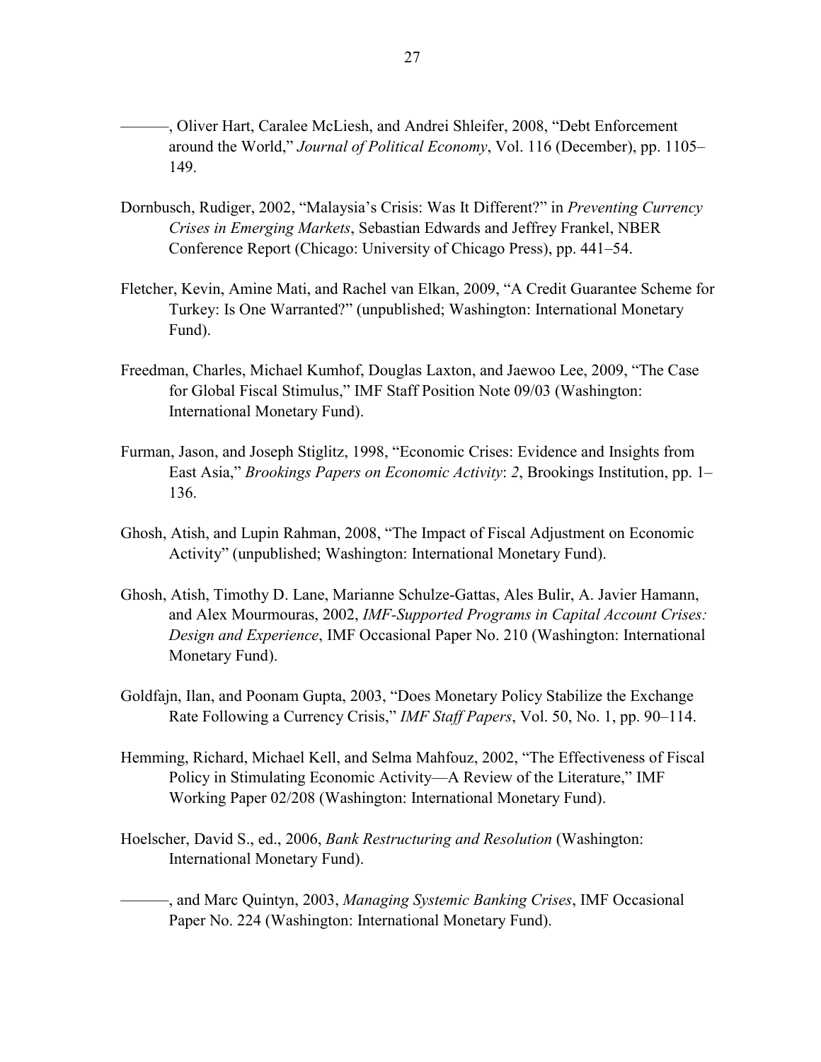———, Oliver Hart, Caralee McLiesh, and Andrei Shleifer, 2008, "Debt Enforcement around the World," *Journal of Political Economy*, Vol. 116 (December), pp. 1105–149.

Dornbusch, Rudiger, 2002, "Malaysia's Crisis: Was It Different?" in *Preventing Currency Crises in Emerging Markets*, Sebastian Edwards and Jeffrey Frankel, NBER Conference Report (Chicago: University of Chicago Press), pp. 441–54.

Fletcher, Kevin, Amine Mati, and Rachel van Elkan, 2009, "A Credit Guarantee Scheme for Turkey: Is One Warranted?" (unpublished; Washington: International Monetary Fund).

Freedman, Charles, Michael Kumhof, Douglas Laxton, and Jaewoo Lee, 2009, "The Case for Global Fiscal Stimulus," IMF Staff Position Note 09/03 (Washington: International Monetary Fund).

Furman, Jason, and Joseph Stiglitz, 1998, "Economic Crises: Evidence and Insights from East Asia," *Brookings Papers on Economic Activity*: *2*, Brookings Institution, pp. 1–136.

Ghosh, Atish, and Lupin Rahman, 2008, "The Impact of Fiscal Adjustment on Economic Activity" (unpublished; Washington: International Monetary Fund).

Ghosh, Atish, Timothy D. Lane, Marianne Schulze-Gattas, Ales Bulir, A. Javier Hamann, and Alex Mourmouras, 2002, *IMF-Supported Programs in Capital Account Crises: Design and Experience*, IMF Occasional Paper No. 210 (Washington: International Monetary Fund).

Goldfajn, Ilan, and Poonam Gupta, 2003, "Does Monetary Policy Stabilize the Exchange Rate Following a Currency Crisis," *IMF Staff Papers*, Vol. 50, No. 1, pp. 90–114.

Hemming, Richard, Michael Kell, and Selma Mahfouz, 2002, "The Effectiveness of Fiscal Policy in Stimulating Economic Activity—A Review of the Literature," IMF Working Paper 02/208 (Washington: International Monetary Fund).

Hoelscher, David S., ed., 2006, *Bank Restructuring and Resolution* (Washington: International Monetary Fund).

———, and Marc Quintyn, 2003, *Managing Systemic Banking Crises*, IMF Occasional Paper No. 224 (Washington: International Monetary Fund).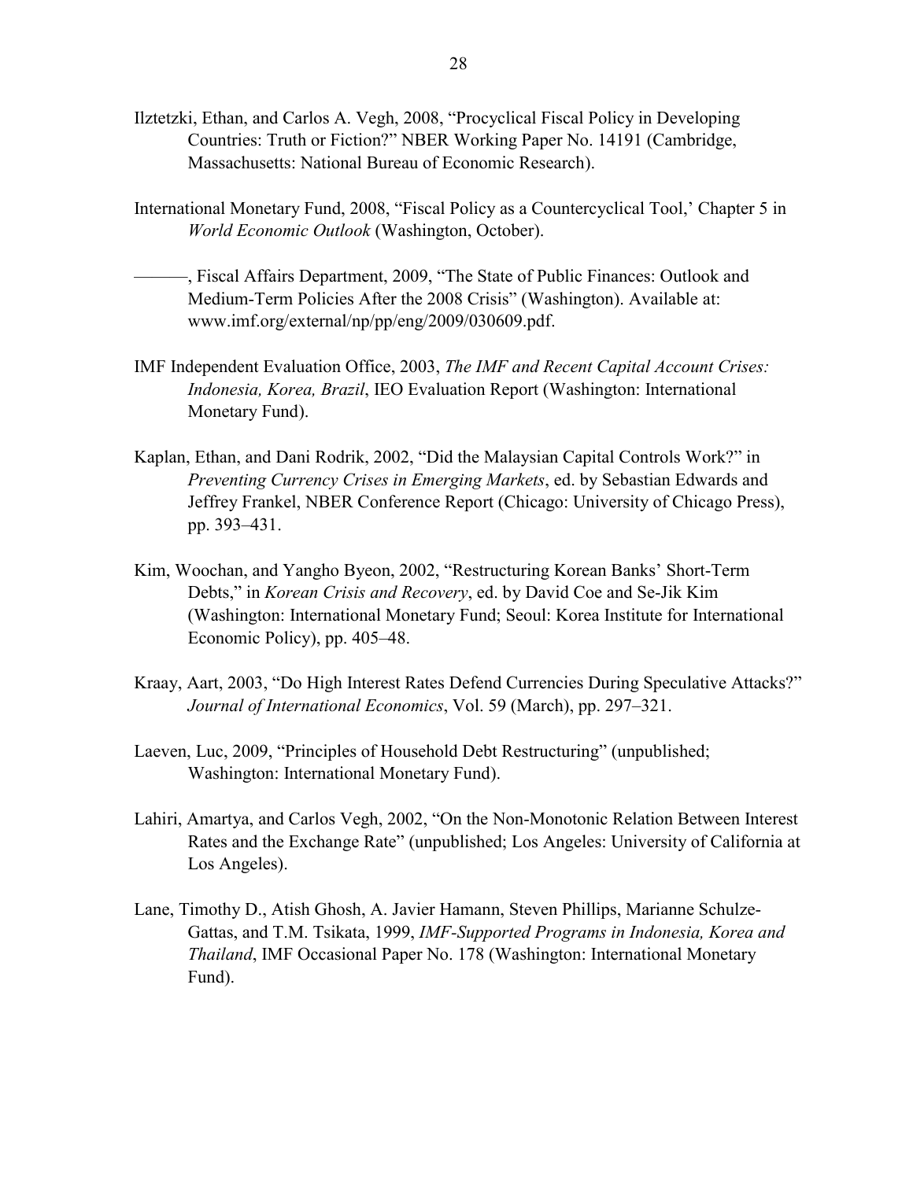Ilztetzki, Ethan, and Carlos A. Vegh, 2008, "Procyclical Fiscal Policy in Developing Countries: Truth or Fiction?" NBER Working Paper No. 14191 (Cambridge, Massachusetts: National Bureau of Economic Research).

International Monetary Fund, 2008, "Fiscal Policy as a Countercyclical Tool,' Chapter 5 in *World Economic Outlook* (Washington, October).

———, Fiscal Affairs Department, 2009, "The State of Public Finances: Outlook and Medium-Term Policies After the 2008 Crisis" (Washington). Available at: www.imf.org/external/np/pp/eng/2009/030609.pdf.

IMF Independent Evaluation Office, 2003, *The IMF and Recent Capital Account Crises: Indonesia, Korea, Brazil*, IEO Evaluation Report (Washington: International Monetary Fund).

Kaplan, Ethan, and Dani Rodrik, 2002, "Did the Malaysian Capital Controls Work?" in *Preventing Currency Crises in Emerging Markets*, ed. by Sebastian Edwards and Jeffrey Frankel, NBER Conference Report (Chicago: University of Chicago Press), pp. 393–431.

Kim, Woochan, and Yangho Byeon, 2002, "Restructuring Korean Banks' Short-Term Debts," in *Korean Crisis and Recovery*, ed. by David Coe and Se-Jik Kim (Washington: International Monetary Fund; Seoul: Korea Institute for International Economic Policy), pp. 405–48.

Kraay, Aart, 2003, "Do High Interest Rates Defend Currencies During Speculative Attacks?" *Journal of International Economics*, Vol. 59 (March), pp. 297–321.

Laeven, Luc, 2009, "Principles of Household Debt Restructuring" (unpublished; Washington: International Monetary Fund).

Lahiri, Amartya, and Carlos Vegh, 2002, "On the Non-Monotonic Relation Between Interest Rates and the Exchange Rate" (unpublished; Los Angeles: University of California at Los Angeles).

Lane, Timothy D., Atish Ghosh, A. Javier Hamann, Steven Phillips, Marianne Schulze-Gattas, and T.M. Tsikata, 1999, *IMF-Supported Programs in Indonesia, Korea and Thailand*, IMF Occasional Paper No. 178 (Washington: International Monetary Fund).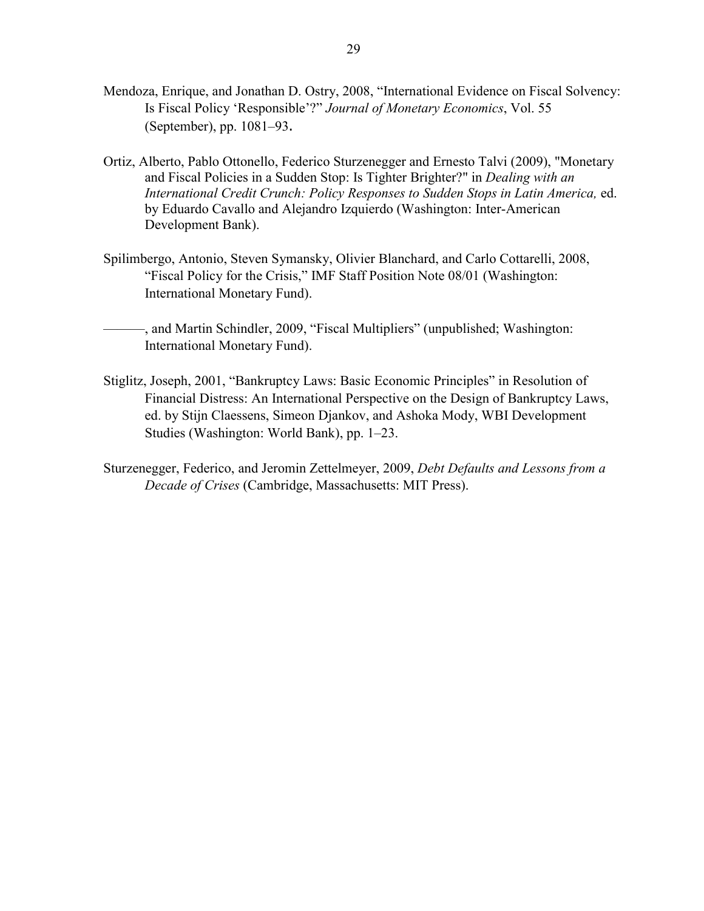Mendoza, Enrique, and Jonathan D. Ostry, 2008, "International Evidence on Fiscal Solvency: Is Fiscal Policy 'Responsible'?" *Journal of Monetary Economics*, Vol. 55 (September), pp. 1081–93.

Ortiz, Alberto, Pablo Ottonello, Federico Sturzenegger and Ernesto Talvi (2009), "Monetary and Fiscal Policies in a Sudden Stop: Is Tighter Brighter?" in *Dealing with an International Credit Crunch: Policy Responses to Sudden Stops in Latin America,* ed. by Eduardo Cavallo and Alejandro Izquierdo (Washington: Inter-American Development Bank).

Spilimbergo, Antonio, Steven Symansky, Olivier Blanchard, and Carlo Cottarelli, 2008, "Fiscal Policy for the Crisis," IMF Staff Position Note 08/01 (Washington: International Monetary Fund).

———, and Martin Schindler, 2009, "Fiscal Multipliers" (unpublished; Washington: International Monetary Fund).

Stiglitz, Joseph, 2001, "Bankruptcy Laws: Basic Economic Principles" in Resolution of Financial Distress: An International Perspective on the Design of Bankruptcy Laws, ed. by Stijn Claessens, Simeon Djankov, and Ashoka Mody, WBI Development Studies (Washington: World Bank), pp. 1–23.

Sturzenegger, Federico, and Jeromin Zettelmeyer, 2009, *Debt Defaults and Lessons from a Decade of Crises* (Cambridge, Massachusetts: MIT Press).